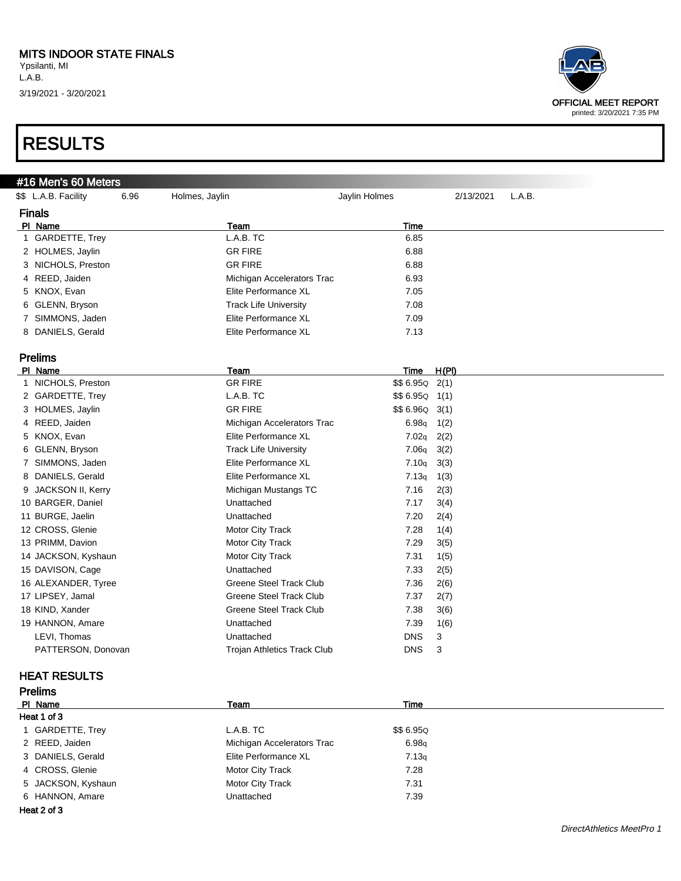MITS INDOOR STATE FINALS
Ypsilanti, MI
L.A.B.
3/19/2021 - 3/20/2021

OFFICIAL MEET REPORT
printed: 3/20/2021 7:35 PM

# RESULTS

## #16 Men's 60 Meters

$$ L.A.B. Facility 6.96 Holmes, Jaylin Jaylin Holmes 2/13/2021 L.A.B.

### Finals

| Pl | Name | Team | Time |
|---|---|---|---|
| 1 | GARDETTE, Trey | L.A.B. TC | 6.85 |
| 2 | HOLMES, Jaylin | GR FIRE | 6.88 |
| 3 | NICHOLS, Preston | GR FIRE | 6.88 |
| 4 | REED, Jaiden | Michigan Accelerators Trac | 6.93 |
| 5 | KNOX, Evan | Elite Performance XL | 7.05 |
| 6 | GLENN, Bryson | Track Life University | 7.08 |
| 7 | SIMMONS, Jaden | Elite Performance XL | 7.09 |
| 8 | DANIELS, Gerald | Elite Performance XL | 7.13 |

### Prelims

| Pl | Name | Team | Time | H(Pl) |
|---|---|---|---|---|
| 1 | NICHOLS, Preston | GR FIRE | $$ 6.95Q | 2(1) |
| 2 | GARDETTE, Trey | L.A.B. TC | $$ 6.95Q | 1(1) |
| 3 | HOLMES, Jaylin | GR FIRE | $$ 6.96Q | 3(1) |
| 4 | REED, Jaiden | Michigan Accelerators Trac | 6.98q | 1(2) |
| 5 | KNOX, Evan | Elite Performance XL | 7.02q | 2(2) |
| 6 | GLENN, Bryson | Track Life University | 7.06q | 3(2) |
| 7 | SIMMONS, Jaden | Elite Performance XL | 7.10q | 3(3) |
| 8 | DANIELS, Gerald | Elite Performance XL | 7.13q | 1(3) |
| 9 | JACKSON II, Kerry | Michigan Mustangs TC | 7.16 | 2(3) |
| 10 | BARGER, Daniel | Unattached | 7.17 | 3(4) |
| 11 | BURGE, Jaelin | Unattached | 7.20 | 2(4) |
| 12 | CROSS, Glenie | Motor City Track | 7.28 | 1(4) |
| 13 | PRIMM, Davion | Motor City Track | 7.29 | 3(5) |
| 14 | JACKSON, Kyshaun | Motor City Track | 7.31 | 1(5) |
| 15 | DAVISON, Cage | Unattached | 7.33 | 2(5) |
| 16 | ALEXANDER, Tyree | Greene Steel Track Club | 7.36 | 2(6) |
| 17 | LIPSEY, Jamal | Greene Steel Track Club | 7.37 | 2(7) |
| 18 | KIND, Xander | Greene Steel Track Club | 7.38 | 3(6) |
| 19 | HANNON, Amare | Unattached | 7.39 | 1(6) |
| | LEVI, Thomas | Unattached | DNS | 3 |
| | PATTERSON, Donovan | Trojan Athletics Track Club | DNS | 3 |

## HEAT RESULTS

### Prelims

| Pl | Name | Team | Time |
|---|---|---|---|
| **Heat 1 of 3** | | | |
| 1 | GARDETTE, Trey | L.A.B. TC | $$ 6.95Q |
| 2 | REED, Jaiden | Michigan Accelerators Trac | 6.98q |
| 3 | DANIELS, Gerald | Elite Performance XL | 7.13q |
| 4 | CROSS, Glenie | Motor City Track | 7.28 |
| 5 | JACKSON, Kyshaun | Motor City Track | 7.31 |
| 6 | HANNON, Amare | Unattached | 7.39 |
| **Heat 2 of 3** | | | |

*DirectAthletics MeetPro 1*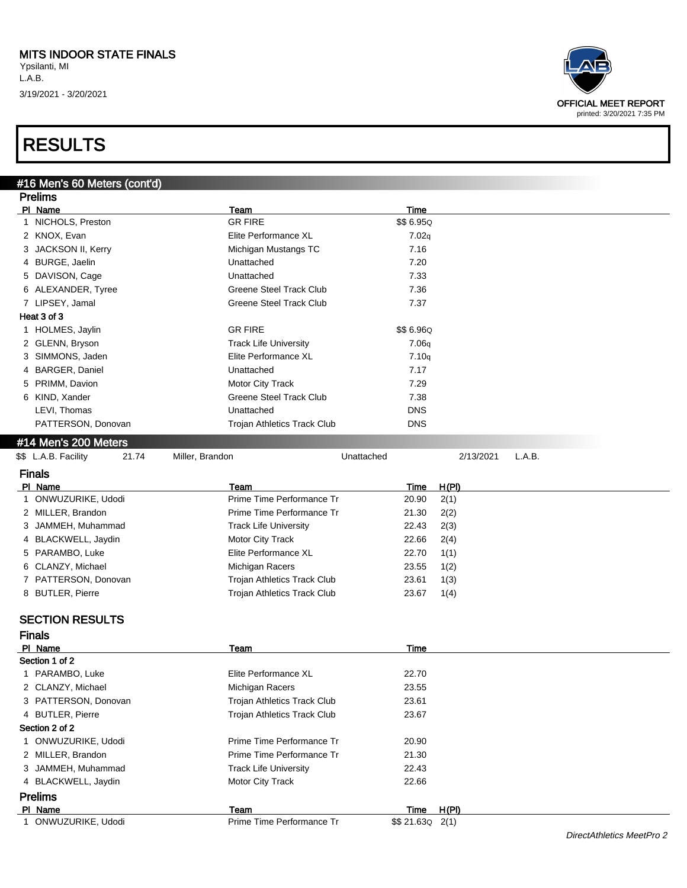MITS INDOOR STATE FINALS
Ypsilanti, MI
L.A.B.
3/19/2021 - 3/20/2021

OFFICIAL MEET REPORT
printed: 3/20/2021 7:35 PM

# RESULTS

## #16 Men's 60 Meters (cont'd)

### Prelims

| Pl | Name | Team | Time |
|---|---|---|---|
| 1 | NICHOLS, Preston | GR FIRE | $$ 6.95Q |
| 2 | KNOX, Evan | Elite Performance XL | 7.02q |
| 3 | JACKSON II, Kerry | Michigan Mustangs TC | 7.16 |
| 4 | BURGE, Jaelin | Unattached | 7.20 |
| 5 | DAVISON, Cage | Unattached | 7.33 |
| 6 | ALEXANDER, Tyree | Greene Steel Track Club | 7.36 |
| 7 | LIPSEY, Jamal | Greene Steel Track Club | 7.37 |
| **Heat 3 of 3** | | | |
| 1 | HOLMES, Jaylin | GR FIRE | $$ 6.96Q |
| 2 | GLENN, Bryson | Track Life University | 7.06q |
| 3 | SIMMONS, Jaden | Elite Performance XL | 7.10q |
| 4 | BARGER, Daniel | Unattached | 7.17 |
| 5 | PRIMM, Davion | Motor City Track | 7.29 |
| 6 | KIND, Xander | Greene Steel Track Club | 7.38 |
| | LEVI, Thomas | Unattached | DNS |
| | PATTERSON, Donovan | Trojan Athletics Track Club | DNS |

## #14 Men's 200 Meters

$$ L.A.B. Facility 21.74 Miller, Brandon Unattached 2/13/2021 L.A.B.

### Finals

| Pl | Name | Team | Time | H(Pl) |
|---|---|---|---|---|
| 1 | ONWUZURIKE, Udodi | Prime Time Performance Tr | 20.90 | 2(1) |
| 2 | MILLER, Brandon | Prime Time Performance Tr | 21.30 | 2(2) |
| 3 | JAMMEH, Muhammad | Track Life University | 22.43 | 2(3) |
| 4 | BLACKWELL, Jaydin | Motor City Track | 22.66 | 2(4) |
| 5 | PARAMBO, Luke | Elite Performance XL | 22.70 | 1(1) |
| 6 | CLANZY, Michael | Michigan Racers | 23.55 | 1(2) |
| 7 | PATTERSON, Donovan | Trojan Athletics Track Club | 23.61 | 1(3) |
| 8 | BUTLER, Pierre | Trojan Athletics Track Club | 23.67 | 1(4) |

### SECTION RESULTS

### Finals

| Pl | Name | Team | Time |
|---|---|---|---|
| **Section 1 of 2** | | | |
| 1 | PARAMBO, Luke | Elite Performance XL | 22.70 |
| 2 | CLANZY, Michael | Michigan Racers | 23.55 |
| 3 | PATTERSON, Donovan | Trojan Athletics Track Club | 23.61 |
| 4 | BUTLER, Pierre | Trojan Athletics Track Club | 23.67 |
| **Section 2 of 2** | | | |
| 1 | ONWUZURIKE, Udodi | Prime Time Performance Tr | 20.90 |
| 2 | MILLER, Brandon | Prime Time Performance Tr | 21.30 |
| 3 | JAMMEH, Muhammad | Track Life University | 22.43 |
| 4 | BLACKWELL, Jaydin | Motor City Track | 22.66 |

### Prelims

| Pl | Name | Team | Time | H(Pl) |
|---|---|---|---|---|
| 1 | ONWUZURIKE, Udodi | Prime Time Performance Tr | $$ 21.63Q | 2(1) |

*DirectAthletics MeetPro 2*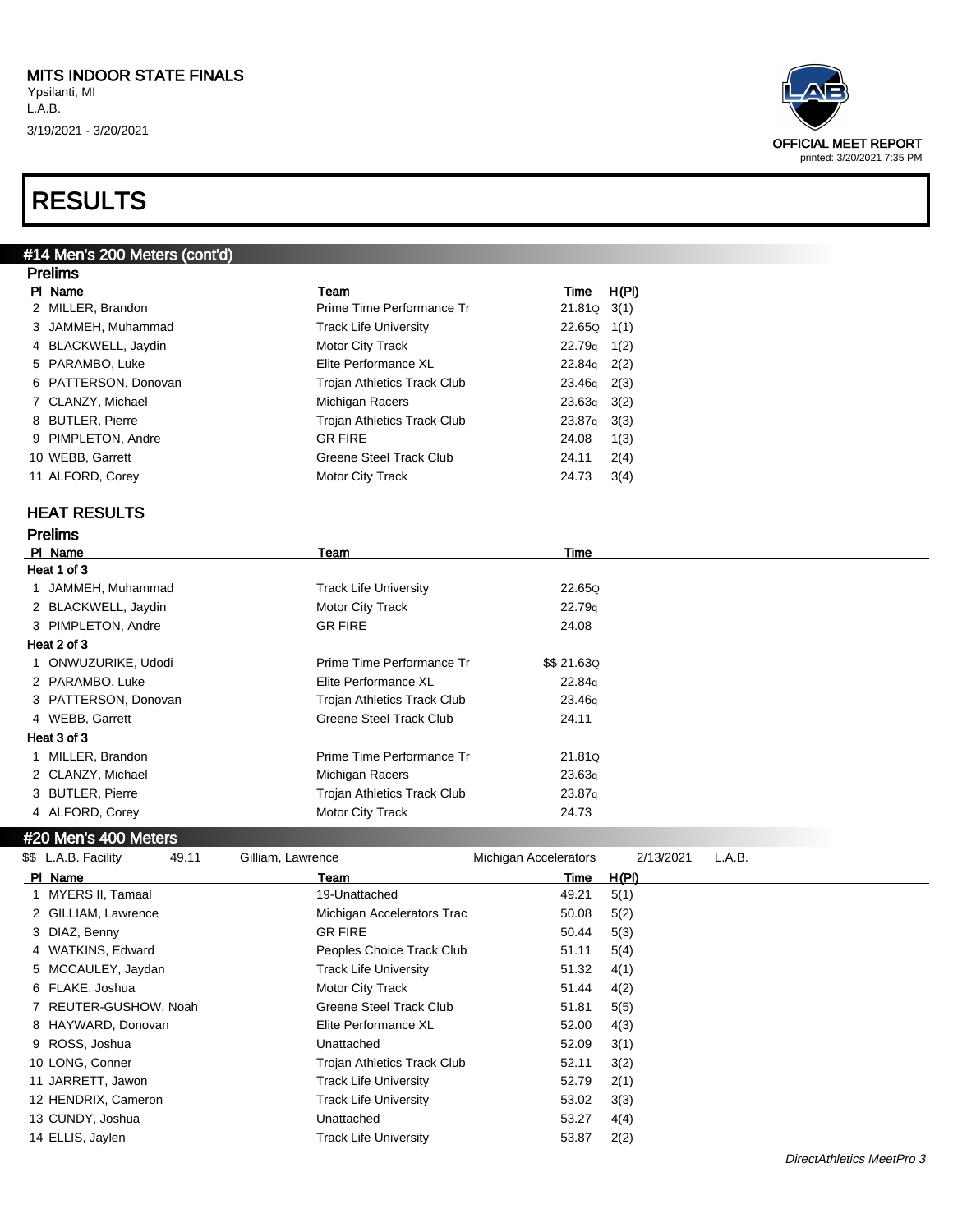MITS INDOOR STATE FINALS
Ypsilanti, MI
L.A.B.
3/19/2021 - 3/20/2021

OFFICIAL MEET REPORT
printed: 3/20/2021 7:35 PM

# RESULTS

## #14 Men's 200 Meters (cont'd)

### Prelims

| Pl | Name | Team | Time | H(Pl) |
|---|---|---|---|---|
| 2 | MILLER, Brandon | Prime Time Performance Tr | 21.81Q | 3(1) |
| 3 | JAMMEH, Muhammad | Track Life University | 22.65Q | 1(1) |
| 4 | BLACKWELL, Jaydin | Motor City Track | 22.79q | 1(2) |
| 5 | PARAMBO, Luke | Elite Performance XL | 22.84q | 2(2) |
| 6 | PATTERSON, Donovan | Trojan Athletics Track Club | 23.46q | 2(3) |
| 7 | CLANZY, Michael | Michigan Racers | 23.63q | 3(2) |
| 8 | BUTLER, Pierre | Trojan Athletics Track Club | 23.87q | 3(3) |
| 9 | PIMPLETON, Andre | GR FIRE | 24.08 | 1(3) |
| 10 | WEBB, Garrett | Greene Steel Track Club | 24.11 | 2(4) |
| 11 | ALFORD, Corey | Motor City Track | 24.73 | 3(4) |

### HEAT RESULTS

### Prelims

| Pl | Name | Team | Time |
|---|---|---|---|
| **Heat 1 of 3** | | | |
| 1 | JAMMEH, Muhammad | Track Life University | 22.65Q |
| 2 | BLACKWELL, Jaydin | Motor City Track | 22.79q |
| 3 | PIMPLETON, Andre | GR FIRE | 24.08 |
| **Heat 2 of 3** | | | |
| 1 | ONWUZURIKE, Udodi | Prime Time Performance Tr | $$ 21.63Q |
| 2 | PARAMBO, Luke | Elite Performance XL | 22.84q |
| 3 | PATTERSON, Donovan | Trojan Athletics Track Club | 23.46q |
| 4 | WEBB, Garrett | Greene Steel Track Club | 24.11 |
| **Heat 3 of 3** | | | |
| 1 | MILLER, Brandon | Prime Time Performance Tr | 21.81Q |
| 2 | CLANZY, Michael | Michigan Racers | 23.63q |
| 3 | BUTLER, Pierre | Trojan Athletics Track Club | 23.87q |
| 4 | ALFORD, Corey | Motor City Track | 24.73 |

## #20 Men's 400 Meters

$$ L.A.B. Facility 49.11 Gilliam, Lawrence Michigan Accelerators 2/13/2021 L.A.B.

| Pl | Name | Team | Time | H(Pl) |
|---|---|---|---|---|
| 1 | MYERS II, Tamaal | 19-Unattached | 49.21 | 5(1) |
| 2 | GILLIAM, Lawrence | Michigan Accelerators Trac | 50.08 | 5(2) |
| 3 | DIAZ, Benny | GR FIRE | 50.44 | 5(3) |
| 4 | WATKINS, Edward | Peoples Choice Track Club | 51.11 | 5(4) |
| 5 | MCCAULEY, Jaydan | Track Life University | 51.32 | 4(1) |
| 6 | FLAKE, Joshua | Motor City Track | 51.44 | 4(2) |
| 7 | REUTER-GUSHOW, Noah | Greene Steel Track Club | 51.81 | 5(5) |
| 8 | HAYWARD, Donovan | Elite Performance XL | 52.00 | 4(3) |
| 9 | ROSS, Joshua | Unattached | 52.09 | 3(1) |
| 10 | LONG, Conner | Trojan Athletics Track Club | 52.11 | 3(2) |
| 11 | JARRETT, Jawon | Track Life University | 52.79 | 2(1) |
| 12 | HENDRIX, Cameron | Track Life University | 53.02 | 3(3) |
| 13 | CUNDY, Joshua | Unattached | 53.27 | 4(4) |
| 14 | ELLIS, Jaylen | Track Life University | 53.87 | 2(2) |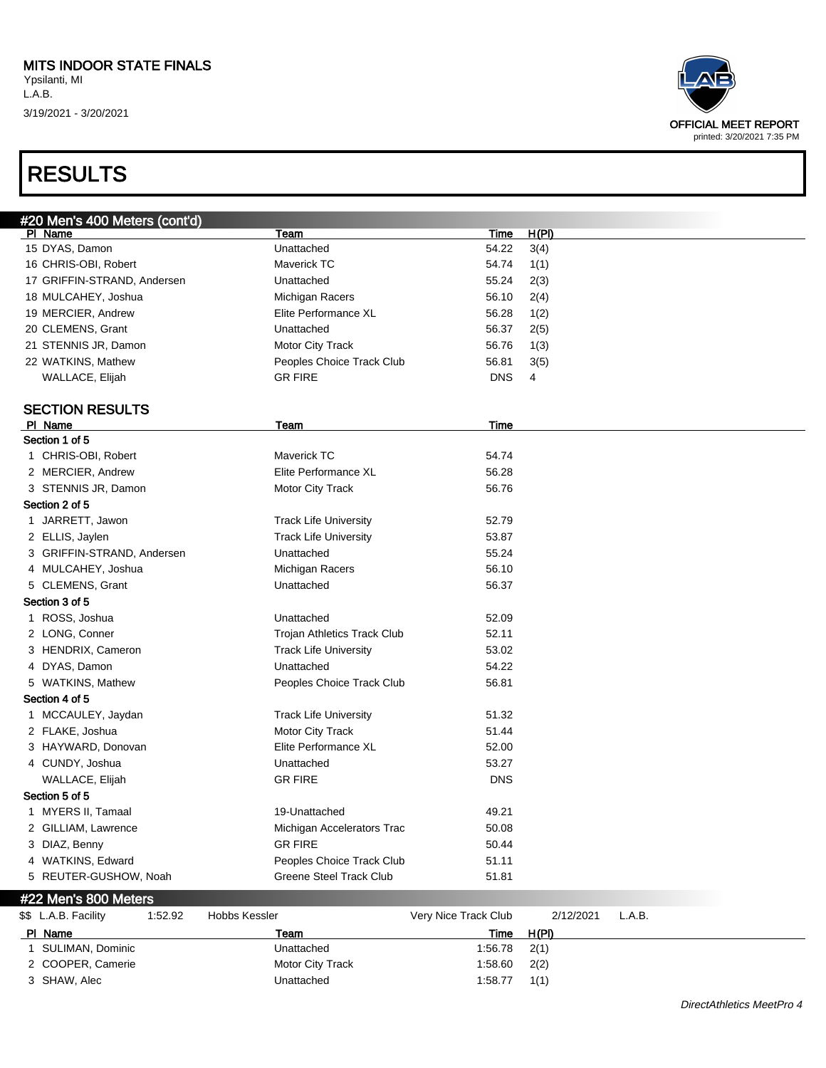MITS INDOOR STATE FINALS
Ypsilanti, MI
L.A.B.
3/19/2021 - 3/20/2021

OFFICIAL MEET REPORT
printed: 3/20/2021 7:35 PM

# RESULTS

## #20 Men's 400 Meters (cont'd)

| Pl | Name | Team | Time | H(Pl) |
|---|---|---|---|---|
| 15 | DYAS, Damon | Unattached | 54.22 | 3(4) |
| 16 | CHRIS-OBI, Robert | Maverick TC | 54.74 | 1(1) |
| 17 | GRIFFIN-STRAND, Andersen | Unattached | 55.24 | 2(3) |
| 18 | MULCAHEY, Joshua | Michigan Racers | 56.10 | 2(4) |
| 19 | MERCIER, Andrew | Elite Performance XL | 56.28 | 1(2) |
| 20 | CLEMENS, Grant | Unattached | 56.37 | 2(5) |
| 21 | STENNIS JR, Damon | Motor City Track | 56.76 | 1(3) |
| 22 | WATKINS, Mathew | Peoples Choice Track Club | 56.81 | 3(5) |
| | WALLACE, Elijah | GR FIRE | DNS | 4 |

### SECTION RESULTS

| Pl | Name | Team | Time |
|---|---|---|---|
| **Section 1 of 5** | | | |
| 1 | CHRIS-OBI, Robert | Maverick TC | 54.74 |
| 2 | MERCIER, Andrew | Elite Performance XL | 56.28 |
| 3 | STENNIS JR, Damon | Motor City Track | 56.76 |
| **Section 2 of 5** | | | |
| 1 | JARRETT, Jawon | Track Life University | 52.79 |
| 2 | ELLIS, Jaylen | Track Life University | 53.87 |
| 3 | GRIFFIN-STRAND, Andersen | Unattached | 55.24 |
| 4 | MULCAHEY, Joshua | Michigan Racers | 56.10 |
| 5 | CLEMENS, Grant | Unattached | 56.37 |
| **Section 3 of 5** | | | |
| 1 | ROSS, Joshua | Unattached | 52.09 |
| 2 | LONG, Conner | Trojan Athletics Track Club | 52.11 |
| 3 | HENDRIX, Cameron | Track Life University | 53.02 |
| 4 | DYAS, Damon | Unattached | 54.22 |
| 5 | WATKINS, Mathew | Peoples Choice Track Club | 56.81 |
| **Section 4 of 5** | | | |
| 1 | MCCAULEY, Jaydan | Track Life University | 51.32 |
| 2 | FLAKE, Joshua | Motor City Track | 51.44 |
| 3 | HAYWARD, Donovan | Elite Performance XL | 52.00 |
| 4 | CUNDY, Joshua | Unattached | 53.27 |
| | WALLACE, Elijah | GR FIRE | DNS |
| **Section 5 of 5** | | | |
| 1 | MYERS II, Tamaal | 19-Unattached | 49.21 |
| 2 | GILLIAM, Lawrence | Michigan Accelerators Trac | 50.08 |
| 3 | DIAZ, Benny | GR FIRE | 50.44 |
| 4 | WATKINS, Edward | Peoples Choice Track Club | 51.11 |
| 5 | REUTER-GUSHOW, Noah | Greene Steel Track Club | 51.81 |

## #22 Men's 800 Meters

$$ L.A.B. Facility 1:52.92 Hobbs Kessler Very Nice Track Club 2/12/2021 L.A.B.

| Pl | Name | Team | Time | H(Pl) |
|---|---|---|---|---|
| 1 | SULIMAN, Dominic | Unattached | 1:56.78 | 2(1) |
| 2 | COOPER, Camerie | Motor City Track | 1:58.60 | 2(2) |
| 3 | SHAW, Alec | Unattached | 1:58.77 | 1(1) |

DirectAthletics MeetPro 4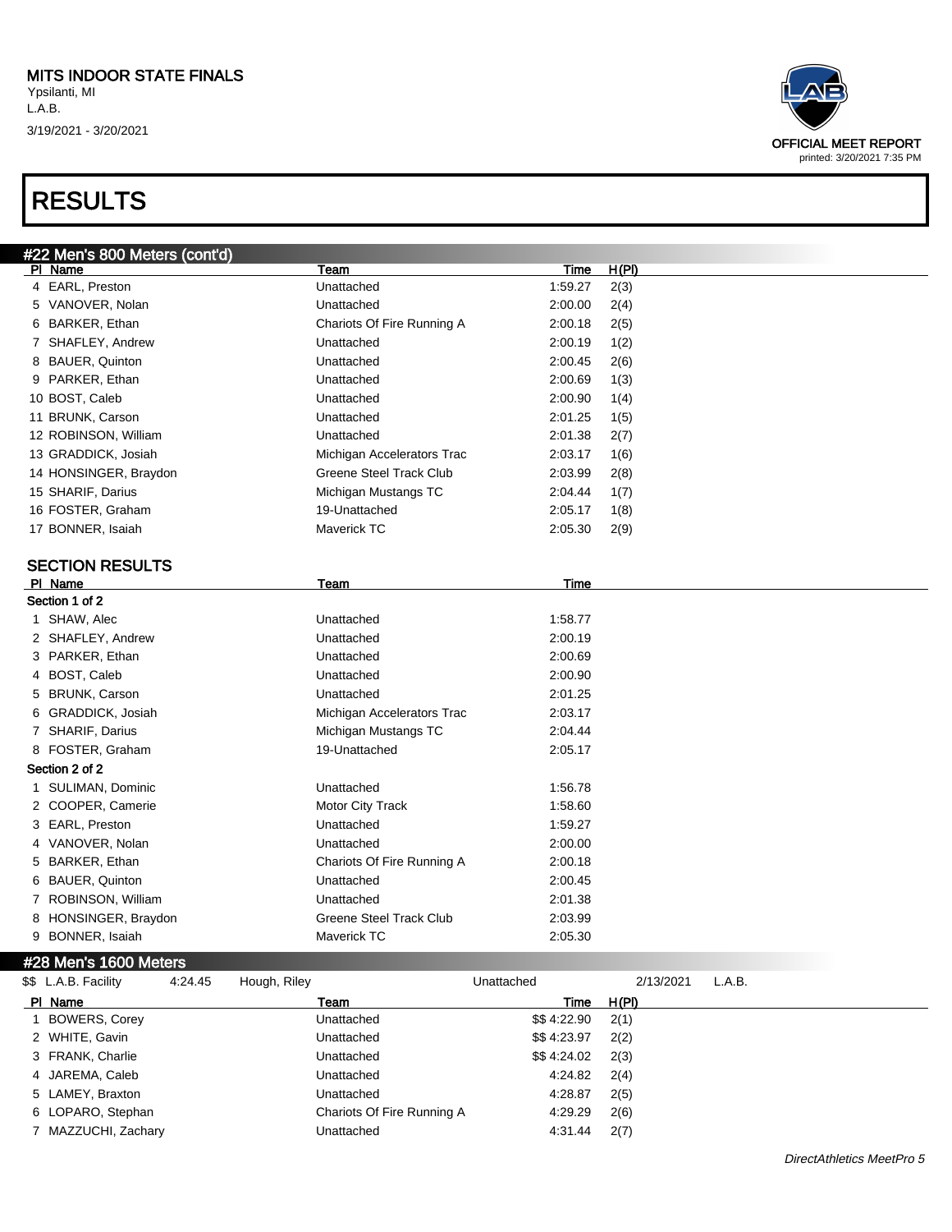MITS INDOOR STATE FINALS
Ypsilanti, MI
L.A.B.
3/19/2021 - 3/20/2021

OFFICIAL MEET REPORT
printed: 3/20/2021 7:35 PM

# RESULTS

## #22 Men's 800 Meters (cont'd)

| Pl | Name | Team | Time | H(Pl) |
|---|---|---|---|---|
| 4 | EARL, Preston | Unattached | 1:59.27 | 2(3) |
| 5 | VANOVER, Nolan | Unattached | 2:00.00 | 2(4) |
| 6 | BARKER, Ethan | Chariots Of Fire Running A | 2:00.18 | 2(5) |
| 7 | SHAFLEY, Andrew | Unattached | 2:00.19 | 1(2) |
| 8 | BAUER, Quinton | Unattached | 2:00.45 | 2(6) |
| 9 | PARKER, Ethan | Unattached | 2:00.69 | 1(3) |
| 10 | BOST, Caleb | Unattached | 2:00.90 | 1(4) |
| 11 | BRUNK, Carson | Unattached | 2:01.25 | 1(5) |
| 12 | ROBINSON, William | Unattached | 2:01.38 | 2(7) |
| 13 | GRADDICK, Josiah | Michigan Accelerators Trac | 2:03.17 | 1(6) |
| 14 | HONSINGER, Braydon | Greene Steel Track Club | 2:03.99 | 2(8) |
| 15 | SHARIF, Darius | Michigan Mustangs TC | 2:04.44 | 1(7) |
| 16 | FOSTER, Graham | 19-Unattached | 2:05.17 | 1(8) |
| 17 | BONNER, Isaiah | Maverick TC | 2:05.30 | 2(9) |

### SECTION RESULTS

| Pl | Name | Team | Time |
|---|---|---|---|
| **Section 1 of 2** | | | |
| 1 | SHAW, Alec | Unattached | 1:58.77 |
| 2 | SHAFLEY, Andrew | Unattached | 2:00.19 |
| 3 | PARKER, Ethan | Unattached | 2:00.69 |
| 4 | BOST, Caleb | Unattached | 2:00.90 |
| 5 | BRUNK, Carson | Unattached | 2:01.25 |
| 6 | GRADDICK, Josiah | Michigan Accelerators Trac | 2:03.17 |
| 7 | SHARIF, Darius | Michigan Mustangs TC | 2:04.44 |
| 8 | FOSTER, Graham | 19-Unattached | 2:05.17 |
| **Section 2 of 2** | | | |
| 1 | SULIMAN, Dominic | Unattached | 1:56.78 |
| 2 | COOPER, Camerie | Motor City Track | 1:58.60 |
| 3 | EARL, Preston | Unattached | 1:59.27 |
| 4 | VANOVER, Nolan | Unattached | 2:00.00 |
| 5 | BARKER, Ethan | Chariots Of Fire Running A | 2:00.18 |
| 6 | BAUER, Quinton | Unattached | 2:00.45 |
| 7 | ROBINSON, William | Unattached | 2:01.38 |
| 8 | HONSINGER, Braydon | Greene Steel Track Club | 2:03.99 |
| 9 | BONNER, Isaiah | Maverick TC | 2:05.30 |

## #28 Men's 1600 Meters

$$ L.A.B. Facility 4:24.45 Hough, Riley Unattached 2/13/2021 L.A.B.

| Pl | Name | Team | Time | H(Pl) |
|---|---|---|---|---|
| 1 | BOWERS, Corey | Unattached | $$ 4:22.90 | 2(1) |
| 2 | WHITE, Gavin | Unattached | $$ 4:23.97 | 2(2) |
| 3 | FRANK, Charlie | Unattached | $$ 4:24.02 | 2(3) |
| 4 | JAREMA, Caleb | Unattached | 4:24.82 | 2(4) |
| 5 | LAMEY, Braxton | Unattached | 4:28.87 | 2(5) |
| 6 | LOPARO, Stephan | Chariots Of Fire Running A | 4:29.29 | 2(6) |
| 7 | MAZZUCHI, Zachary | Unattached | 4:31.44 | 2(7) |

*DirectAthletics MeetPro 5*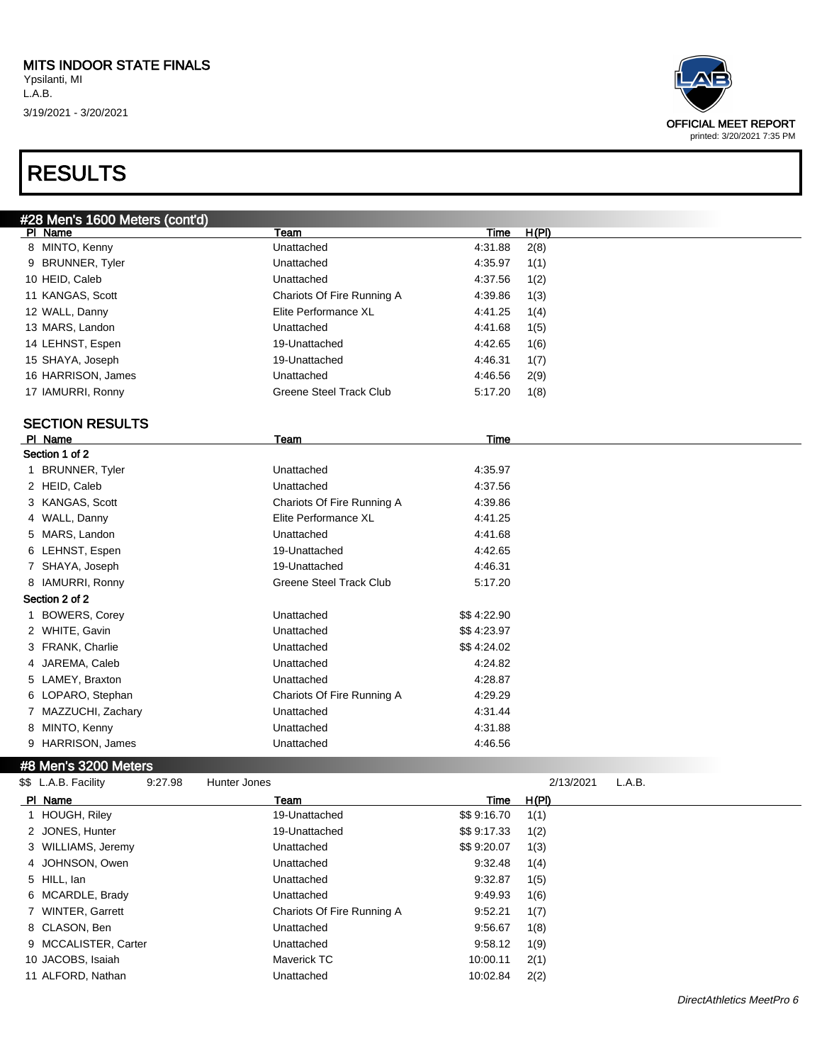# MITS INDOOR STATE FINALS

Ypsilanti, MI
L.A.B.
3/19/2021 - 3/20/2021

OFFICIAL MEET REPORT
printed: 3/20/2021 7:35 PM

# RESULTS

## #28 Men's 1600 Meters (cont'd)

| Pl | Name | Team | Time | H(Pl) |
|---|---|---|---|---|
| 8 | MINTO, Kenny | Unattached | 4:31.88 | 2(8) |
| 9 | BRUNNER, Tyler | Unattached | 4:35.97 | 1(1) |
| 10 | HEID, Caleb | Unattached | 4:37.56 | 1(2) |
| 11 | KANGAS, Scott | Chariots Of Fire Running A | 4:39.86 | 1(3) |
| 12 | WALL, Danny | Elite Performance XL | 4:41.25 | 1(4) |
| 13 | MARS, Landon | Unattached | 4:41.68 | 1(5) |
| 14 | LEHNST, Espen | 19-Unattached | 4:42.65 | 1(6) |
| 15 | SHAYA, Joseph | 19-Unattached | 4:46.31 | 1(7) |
| 16 | HARRISON, James | Unattached | 4:46.56 | 2(9) |
| 17 | IAMURRI, Ronny | Greene Steel Track Club | 5:17.20 | 1(8) |

### SECTION RESULTS

| Pl | Name | Team | Time |
|---|---|---|---|
| **Section 1 of 2** | | | |
| 1 | BRUNNER, Tyler | Unattached | 4:35.97 |
| 2 | HEID, Caleb | Unattached | 4:37.56 |
| 3 | KANGAS, Scott | Chariots Of Fire Running A | 4:39.86 |
| 4 | WALL, Danny | Elite Performance XL | 4:41.25 |
| 5 | MARS, Landon | Unattached | 4:41.68 |
| 6 | LEHNST, Espen | 19-Unattached | 4:42.65 |
| 7 | SHAYA, Joseph | 19-Unattached | 4:46.31 |
| 8 | IAMURRI, Ronny | Greene Steel Track Club | 5:17.20 |
| **Section 2 of 2** | | | |
| 1 | BOWERS, Corey | Unattached | $$ 4:22.90 |
| 2 | WHITE, Gavin | Unattached | $$ 4:23.97 |
| 3 | FRANK, Charlie | Unattached | $$ 4:24.02 |
| 4 | JAREMA, Caleb | Unattached | 4:24.82 |
| 5 | LAMEY, Braxton | Unattached | 4:28.87 |
| 6 | LOPARO, Stephan | Chariots Of Fire Running A | 4:29.29 |
| 7 | MAZZUCHI, Zachary | Unattached | 4:31.44 |
| 8 | MINTO, Kenny | Unattached | 4:31.88 |
| 9 | HARRISON, James | Unattached | 4:46.56 |

## #8 Men's 3200 Meters

$$ L.A.B. Facility 9:27.98 Hunter Jones 2/13/2021 L.A.B.

| Pl | Name | Team | Time | H(Pl) |
|---|---|---|---|---|
| 1 | HOUGH, Riley | 19-Unattached | $$ 9:16.70 | 1(1) |
| 2 | JONES, Hunter | 19-Unattached | $$ 9:17.33 | 1(2) |
| 3 | WILLIAMS, Jeremy | Unattached | $$ 9:20.07 | 1(3) |
| 4 | JOHNSON, Owen | Unattached | 9:32.48 | 1(4) |
| 5 | HILL, Ian | Unattached | 9:32.87 | 1(5) |
| 6 | MCARDLE, Brady | Unattached | 9:49.93 | 1(6) |
| 7 | WINTER, Garrett | Chariots Of Fire Running A | 9:52.21 | 1(7) |
| 8 | CLASON, Ben | Unattached | 9:56.67 | 1(8) |
| 9 | MCCALISTER, Carter | Unattached | 9:58.12 | 1(9) |
| 10 | JACOBS, Isaiah | Maverick TC | 10:00.11 | 2(1) |
| 11 | ALFORD, Nathan | Unattached | 10:02.84 | 2(2) |

*DirectAthletics MeetPro 6*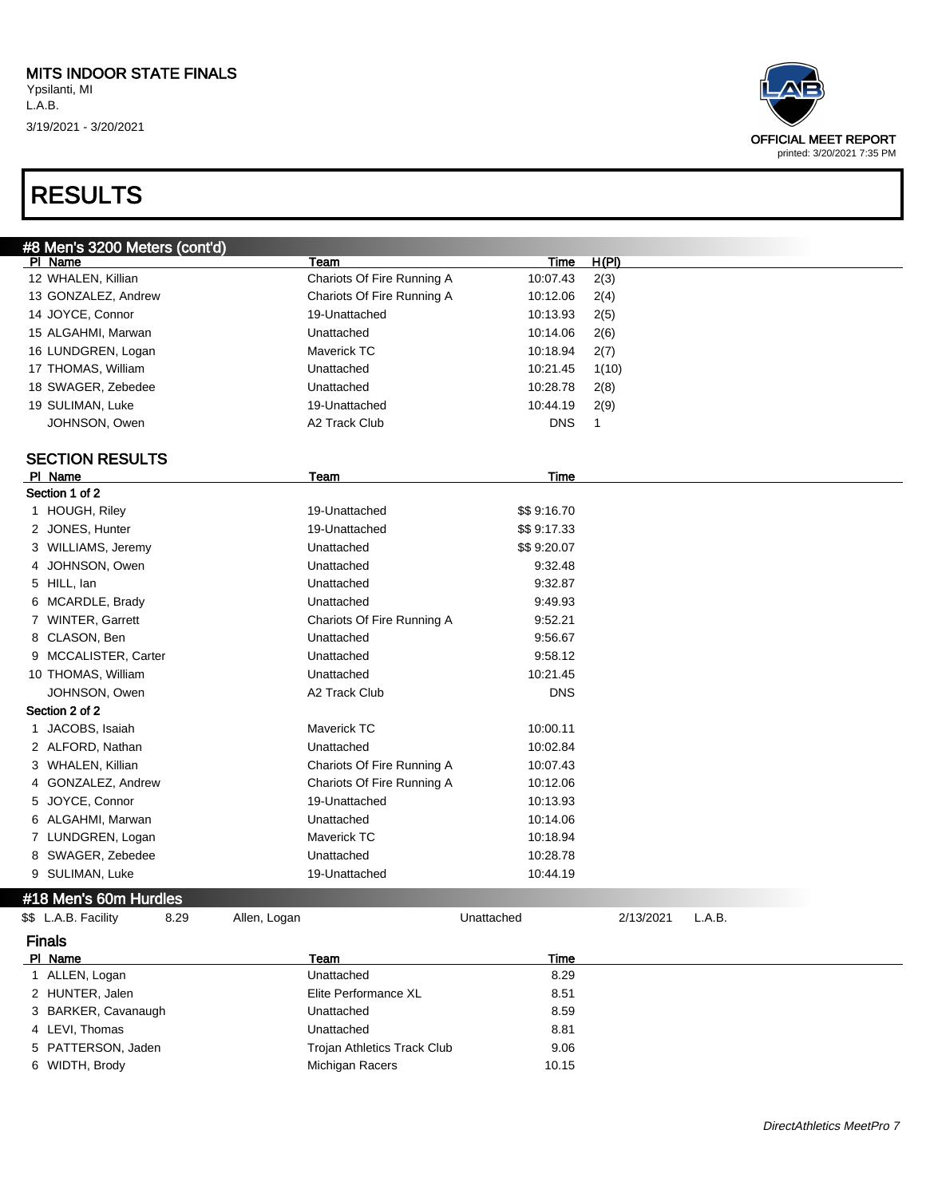MITS INDOOR STATE FINALS
Ypsilanti, MI
L.A.B.
3/19/2021 - 3/20/2021

OFFICIAL MEET REPORT
printed: 3/20/2021 7:35 PM

# RESULTS

## #8 Men's 3200 Meters (cont'd)

| Pl | Name | Team | Time | H(Pl) |
|---|---|---|---|---|
| 12 | WHALEN, Killian | Chariots Of Fire Running A | 10:07.43 | 2(3) |
| 13 | GONZALEZ, Andrew | Chariots Of Fire Running A | 10:12.06 | 2(4) |
| 14 | JOYCE, Connor | 19-Unattached | 10:13.93 | 2(5) |
| 15 | ALGAHMI, Marwan | Unattached | 10:14.06 | 2(6) |
| 16 | LUNDGREN, Logan | Maverick TC | 10:18.94 | 2(7) |
| 17 | THOMAS, William | Unattached | 10:21.45 | 1(10) |
| 18 | SWAGER, Zebedee | Unattached | 10:28.78 | 2(8) |
| 19 | SULIMAN, Luke | 19-Unattached | 10:44.19 | 2(9) |
| | JOHNSON, Owen | A2 Track Club | DNS | 1 |

### SECTION RESULTS

| Pl | Name | Team | Time |
|---|---|---|---|
| **Section 1 of 2** | | | |
| 1 | HOUGH, Riley | 19-Unattached | $$ 9:16.70 |
| 2 | JONES, Hunter | 19-Unattached | $$ 9:17.33 |
| 3 | WILLIAMS, Jeremy | Unattached | $$ 9:20.07 |
| 4 | JOHNSON, Owen | Unattached | 9:32.48 |
| 5 | HILL, Ian | Unattached | 9:32.87 |
| 6 | MCARDLE, Brady | Unattached | 9:49.93 |
| 7 | WINTER, Garrett | Chariots Of Fire Running A | 9:52.21 |
| 8 | CLASON, Ben | Unattached | 9:56.67 |
| 9 | MCCALISTER, Carter | Unattached | 9:58.12 |
| 10 | THOMAS, William | Unattached | 10:21.45 |
| | JOHNSON, Owen | A2 Track Club | DNS |
| **Section 2 of 2** | | | |
| 1 | JACOBS, Isaiah | Maverick TC | 10:00.11 |
| 2 | ALFORD, Nathan | Unattached | 10:02.84 |
| 3 | WHALEN, Killian | Chariots Of Fire Running A | 10:07.43 |
| 4 | GONZALEZ, Andrew | Chariots Of Fire Running A | 10:12.06 |
| 5 | JOYCE, Connor | 19-Unattached | 10:13.93 |
| 6 | ALGAHMI, Marwan | Unattached | 10:14.06 |
| 7 | LUNDGREN, Logan | Maverick TC | 10:18.94 |
| 8 | SWAGER, Zebedee | Unattached | 10:28.78 |
| 9 | SULIMAN, Luke | 19-Unattached | 10:44.19 |

## #18 Men's 60m Hurdles

$$ L.A.B. Facility 8.29 Allen, Logan Unattached 2/13/2021 L.A.B.

### Finals

| Pl | Name | Team | Time |
|---|---|---|---|
| 1 | ALLEN, Logan | Unattached | 8.29 |
| 2 | HUNTER, Jalen | Elite Performance XL | 8.51 |
| 3 | BARKER, Cavanaugh | Unattached | 8.59 |
| 4 | LEVI, Thomas | Unattached | 8.81 |
| 5 | PATTERSON, Jaden | Trojan Athletics Track Club | 9.06 |
| 6 | WIDTH, Brody | Michigan Racers | 10.15 |

*DirectAthletics MeetPro 7*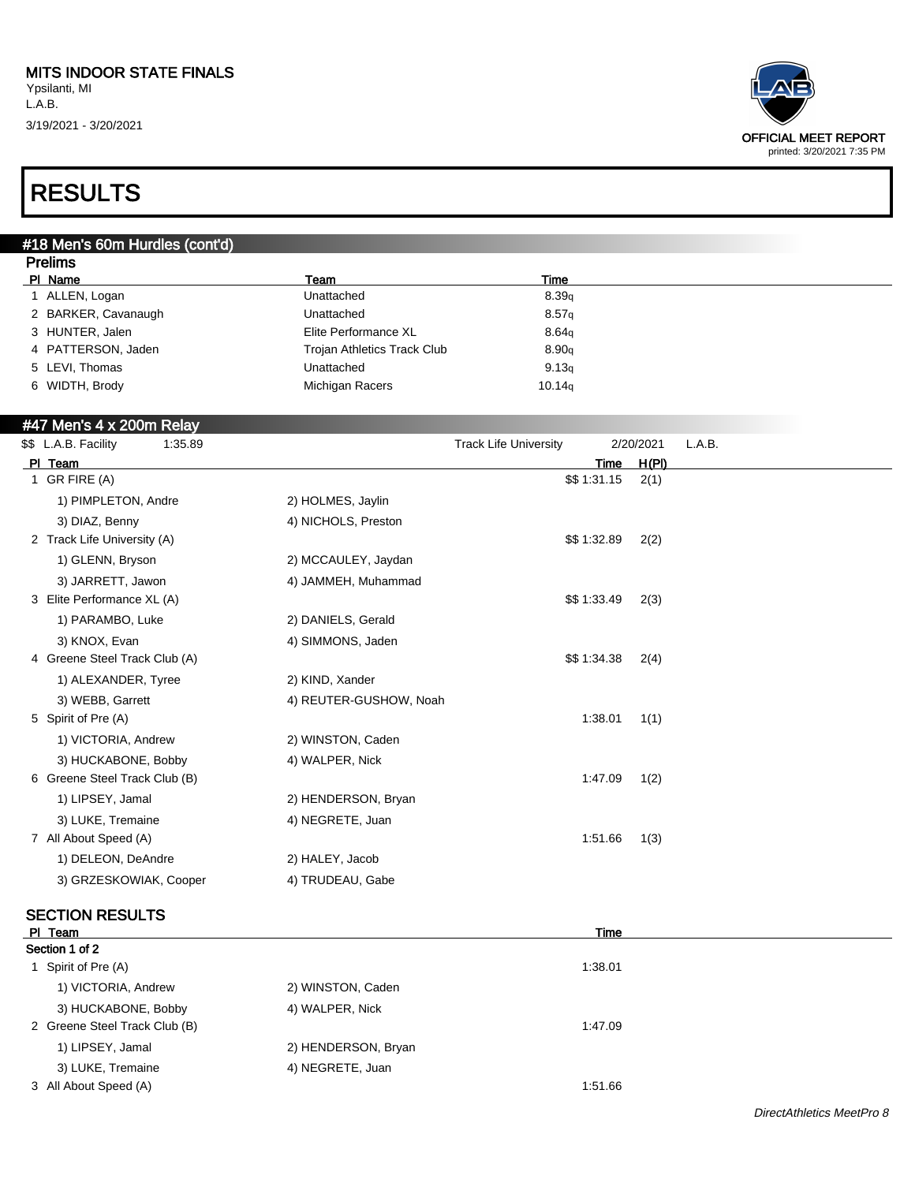MITS INDOOR STATE FINALS
Ypsilanti, MI
L.A.B.
3/19/2021 - 3/20/2021

OFFICIAL MEET REPORT
printed: 3/20/2021 7:35 PM

# RESULTS

## #18 Men's 60m Hurdles (cont'd)

### Prelims

| Pl | Name | Team | Time |
|---|---|---|---|
| 1 | ALLEN, Logan | Unattached | 8.39q |
| 2 | BARKER, Cavanaugh | Unattached | 8.57q |
| 3 | HUNTER, Jalen | Elite Performance XL | 8.64q |
| 4 | PATTERSON, Jaden | Trojan Athletics Track Club | 8.90q |
| 5 | LEVI, Thomas | Unattached | 9.13q |
| 6 | WIDTH, Brody | Michigan Racers | 10.14q |

## #47 Men's 4 x 200m Relay

$$ L.A.B. Facility 1:35.89 Track Life University 2/20/2021 L.A.B.

| Pl | Team | | Time | H(Pl) |
|---|---|---|---|---|
| 1 | GR FIRE (A) | | $$ 1:31.15 | 2(1) |
| | 1) PIMPLETON, Andre | 2) HOLMES, Jaylin | | |
| | 3) DIAZ, Benny | 4) NICHOLS, Preston | | |
| 2 | Track Life University (A) | | $$ 1:32.89 | 2(2) |
| | 1) GLENN, Bryson | 2) MCCAULEY, Jaydan | | |
| | 3) JARRETT, Jawon | 4) JAMMEH, Muhammad | | |
| 3 | Elite Performance XL (A) | | $$ 1:33.49 | 2(3) |
| | 1) PARAMBO, Luke | 2) DANIELS, Gerald | | |
| | 3) KNOX, Evan | 4) SIMMONS, Jaden | | |
| 4 | Greene Steel Track Club (A) | | $$ 1:34.38 | 2(4) |
| | 1) ALEXANDER, Tyree | 2) KIND, Xander | | |
| | 3) WEBB, Garrett | 4) REUTER-GUSHOW, Noah | | |
| 5 | Spirit of Pre (A) | | 1:38.01 | 1(1) |
| | 1) VICTORIA, Andrew | 2) WINSTON, Caden | | |
| | 3) HUCKABONE, Bobby | 4) WALPER, Nick | | |
| 6 | Greene Steel Track Club (B) | | 1:47.09 | 1(2) |
| | 1) LIPSEY, Jamal | 2) HENDERSON, Bryan | | |
| | 3) LUKE, Tremaine | 4) NEGRETE, Juan | | |
| 7 | All About Speed (A) | | 1:51.66 | 1(3) |
| | 1) DELEON, DeAndre | 2) HALEY, Jacob | | |
| | 3) GRZESKOWIAK, Cooper | 4) TRUDEAU, Gabe | | |

### SECTION RESULTS

| Pl | Team | | Time |
|---|---|---|---|
| **Section 1 of 2** | | | |
| 1 | Spirit of Pre (A) | | 1:38.01 |
| | 1) VICTORIA, Andrew | 2) WINSTON, Caden | |
| | 3) HUCKABONE, Bobby | 4) WALPER, Nick | |
| 2 | Greene Steel Track Club (B) | | 1:47.09 |
| | 1) LIPSEY, Jamal | 2) HENDERSON, Bryan | |
| | 3) LUKE, Tremaine | 4) NEGRETE, Juan | |
| 3 | All About Speed (A) | | 1:51.66 |

*DirectAthletics MeetPro 8*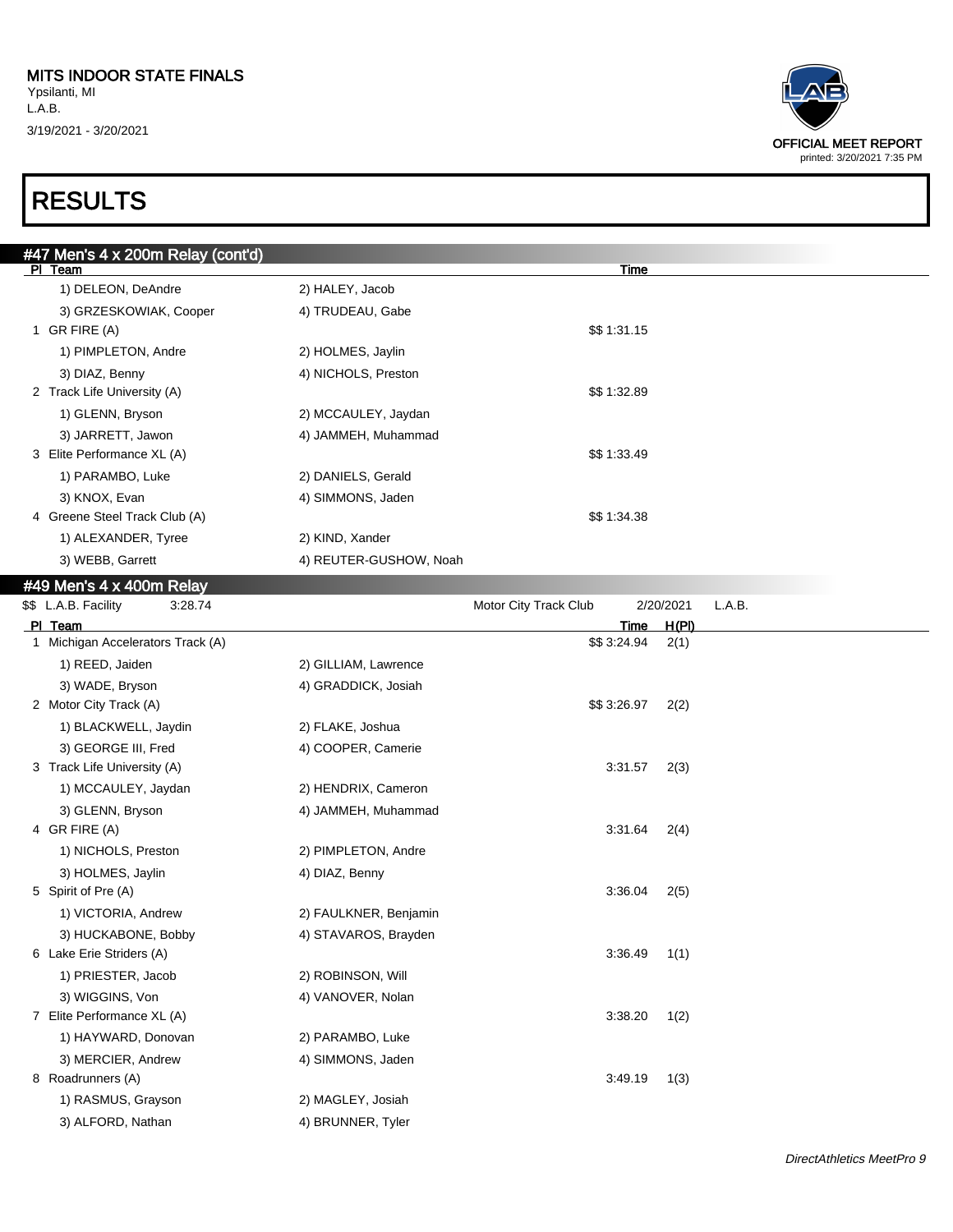MITS INDOOR STATE FINALS
Ypsilanti, MI
L.A.B.
3/19/2021 - 3/20/2021

OFFICIAL MEET REPORT
printed: 3/20/2021 7:35 PM

# RESULTS

## #47 Men's 4 x 200m Relay (cont'd)

| Pl | Team | | Time |
|---|---|---|---|
| | 1) DELEON, DeAndre | 2) HALEY, Jacob | |
| | 3) GRZESKOWIAK, Cooper | 4) TRUDEAU, Gabe | |
| 1 | GR FIRE (A) | | $$ 1:31.15 |
| | 1) PIMPLETON, Andre | 2) HOLMES, Jaylin | |
| | 3) DIAZ, Benny | 4) NICHOLS, Preston | |
| 2 | Track Life University (A) | | $$ 1:32.89 |
| | 1) GLENN, Bryson | 2) MCCAULEY, Jaydan | |
| | 3) JARRETT, Jawon | 4) JAMMEH, Muhammad | |
| 3 | Elite Performance XL (A) | | $$ 1:33.49 |
| | 1) PARAMBO, Luke | 2) DANIELS, Gerald | |
| | 3) KNOX, Evan | 4) SIMMONS, Jaden | |
| 4 | Greene Steel Track Club (A) | | $$ 1:34.38 |
| | 1) ALEXANDER, Tyree | 2) KIND, Xander | |
| | 3) WEBB, Garrett | 4) REUTER-GUSHOW, Noah | |

## #49 Men's 4 x 400m Relay

$$ L.A.B. Facility 3:28.74 — Motor City Track Club 2/20/2021 L.A.B.

| Pl | Team | | Time | H(Pl) |
|---|---|---|---|---|
| 1 | Michigan Accelerators Track (A) | | $$ 3:24.94 | 2(1) |
| | 1) REED, Jaiden | 2) GILLIAM, Lawrence | | |
| | 3) WADE, Bryson | 4) GRADDICK, Josiah | | |
| 2 | Motor City Track (A) | | $$ 3:26.97 | 2(2) |
| | 1) BLACKWELL, Jaydin | 2) FLAKE, Joshua | | |
| | 3) GEORGE III, Fred | 4) COOPER, Camerie | | |
| 3 | Track Life University (A) | | 3:31.57 | 2(3) |
| | 1) MCCAULEY, Jaydan | 2) HENDRIX, Cameron | | |
| | 3) GLENN, Bryson | 4) JAMMEH, Muhammad | | |
| 4 | GR FIRE (A) | | 3:31.64 | 2(4) |
| | 1) NICHOLS, Preston | 2) PIMPLETON, Andre | | |
| | 3) HOLMES, Jaylin | 4) DIAZ, Benny | | |
| 5 | Spirit of Pre (A) | | 3:36.04 | 2(5) |
| | 1) VICTORIA, Andrew | 2) FAULKNER, Benjamin | | |
| | 3) HUCKABONE, Bobby | 4) STAVAROS, Brayden | | |
| 6 | Lake Erie Striders (A) | | 3:36.49 | 1(1) |
| | 1) PRIESTER, Jacob | 2) ROBINSON, Will | | |
| | 3) WIGGINS, Von | 4) VANOVER, Nolan | | |
| 7 | Elite Performance XL (A) | | 3:38.20 | 1(2) |
| | 1) HAYWARD, Donovan | 2) PARAMBO, Luke | | |
| | 3) MERCIER, Andrew | 4) SIMMONS, Jaden | | |
| 8 | Roadrunners (A) | | 3:49.19 | 1(3) |
| | 1) RASMUS, Grayson | 2) MAGLEY, Josiah | | |
| | 3) ALFORD, Nathan | 4) BRUNNER, Tyler | | |

DirectAthletics MeetPro 9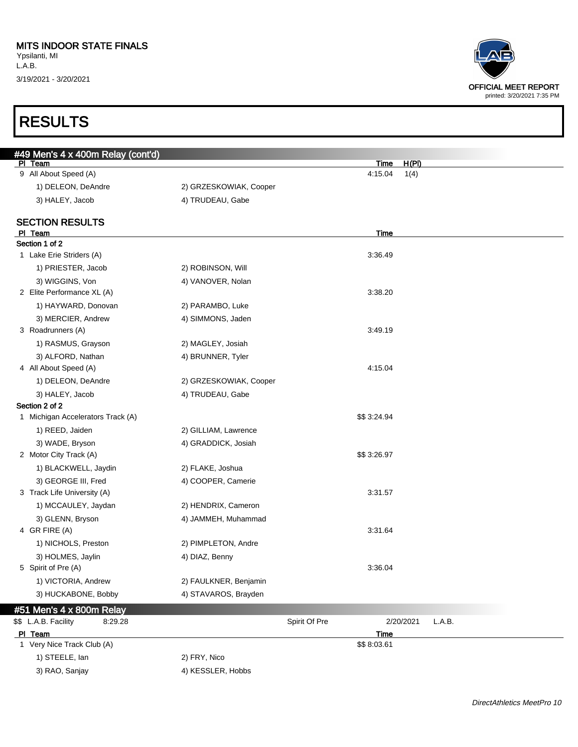MITS INDOOR STATE FINALS
Ypsilanti, MI
L.A.B.
3/19/2021 - 3/20/2021

OFFICIAL MEET REPORT
printed: 3/20/2021 7:35 PM

# RESULTS

## #49 Men's 4 x 400m Relay (cont'd)

| Pl | Team | | Time | H(Pl) |
|---|---|---|---|---|
| 9 | All About Speed (A) | | 4:15.04 | 1(4) |
| | 1) DELEON, DeAndre | 2) GRZESKOWIAK, Cooper | | |
| | 3) HALEY, Jacob | 4) TRUDEAU, Gabe | | |

### SECTION RESULTS

| Pl | Team | | Time |
|---|---|---|---|
| **Section 1 of 2** | | | |
| 1 | Lake Erie Striders (A) | | 3:36.49 |
| | 1) PRIESTER, Jacob | 2) ROBINSON, Will | |
| | 3) WIGGINS, Von | 4) VANOVER, Nolan | |
| 2 | Elite Performance XL (A) | | 3:38.20 |
| | 1) HAYWARD, Donovan | 2) PARAMBO, Luke | |
| | 3) MERCIER, Andrew | 4) SIMMONS, Jaden | |
| 3 | Roadrunners (A) | | 3:49.19 |
| | 1) RASMUS, Grayson | 2) MAGLEY, Josiah | |
| | 3) ALFORD, Nathan | 4) BRUNNER, Tyler | |
| 4 | All About Speed (A) | | 4:15.04 |
| | 1) DELEON, DeAndre | 2) GRZESKOWIAK, Cooper | |
| | 3) HALEY, Jacob | 4) TRUDEAU, Gabe | |
| **Section 2 of 2** | | | |
| 1 | Michigan Accelerators Track (A) | | $$ 3:24.94 |
| | 1) REED, Jaiden | 2) GILLIAM, Lawrence | |
| | 3) WADE, Bryson | 4) GRADDICK, Josiah | |
| 2 | Motor City Track (A) | | $$ 3:26.97 |
| | 1) BLACKWELL, Jaydin | 2) FLAKE, Joshua | |
| | 3) GEORGE III, Fred | 4) COOPER, Camerie | |
| 3 | Track Life University (A) | | 3:31.57 |
| | 1) MCCAULEY, Jaydan | 2) HENDRIX, Cameron | |
| | 3) GLENN, Bryson | 4) JAMMEH, Muhammad | |
| 4 | GR FIRE (A) | | 3:31.64 |
| | 1) NICHOLS, Preston | 2) PIMPLETON, Andre | |
| | 3) HOLMES, Jaylin | 4) DIAZ, Benny | |
| 5 | Spirit of Pre (A) | | 3:36.04 |
| | 1) VICTORIA, Andrew | 2) FAULKNER, Benjamin | |
| | 3) HUCKABONE, Bobby | 4) STAVAROS, Brayden | |

## #51 Men's 4 x 800m Relay

$$ L.A.B. Facility 8:29.28 Spirit Of Pre 2/20/2021 L.A.B.

| Pl | Team | | Time |
|---|---|---|---|
| 1 | Very Nice Track Club (A) | | $$ 8:03.61 |
| | 1) STEELE, Ian | 2) FRY, Nico | |
| | 3) RAO, Sanjay | 4) KESSLER, Hobbs | |

*DirectAthletics MeetPro 10*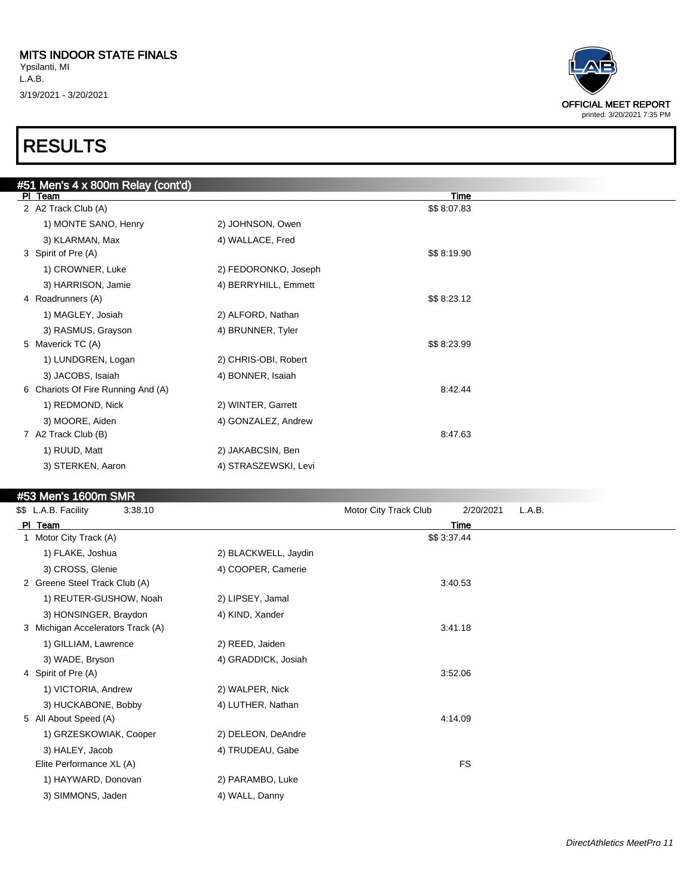MITS INDOOR STATE FINALS
Ypsilanti, MI
L.A.B.
3/19/2021 - 3/20/2021

OFFICIAL MEET REPORT
printed: 3/20/2021 7:35 PM

# RESULTS

## #51 Men's 4 x 800m Relay (cont'd)

| Pl | Team | | Time |
|---|---|---|---|
| 2 | A2 Track Club (A) | | $$ 8:07.83 |
| | 1) MONTE SANO, Henry | 2) JOHNSON, Owen | |
| | 3) KLARMAN, Max | 4) WALLACE, Fred | |
| 3 | Spirit of Pre (A) | | $$ 8:19.90 |
| | 1) CROWNER, Luke | 2) FEDORONKO, Joseph | |
| | 3) HARRISON, Jamie | 4) BERRYHILL, Emmett | |
| 4 | Roadrunners (A) | | $$ 8:23.12 |
| | 1) MAGLEY, Josiah | 2) ALFORD, Nathan | |
| | 3) RASMUS, Grayson | 4) BRUNNER, Tyler | |
| 5 | Maverick TC (A) | | $$ 8:23.99 |
| | 1) LUNDGREN, Logan | 2) CHRIS-OBI, Robert | |
| | 3) JACOBS, Isaiah | 4) BONNER, Isaiah | |
| 6 | Chariots Of Fire Running And (A) | | 8:42.44 |
| | 1) REDMOND, Nick | 2) WINTER, Garrett | |
| | 3) MOORE, Aiden | 4) GONZALEZ, Andrew | |
| 7 | A2 Track Club (B) | | 8:47.63 |
| | 1) RUUD, Matt | 2) JAKABCSIN, Ben | |
| | 3) STERKEN, Aaron | 4) STRASZEWSKI, Levi | |

## #53 Men's 1600m SMR

$$ L.A.B. Facility 3:38.10 Motor City Track Club 2/20/2021 L.A.B.

| Pl | Team | | Time |
|---|---|---|---|
| 1 | Motor City Track (A) | | $$ 3:37.44 |
| | 1) FLAKE, Joshua | 2) BLACKWELL, Jaydin | |
| | 3) CROSS, Glenie | 4) COOPER, Camerie | |
| 2 | Greene Steel Track Club (A) | | 3:40.53 |
| | 1) REUTER-GUSHOW, Noah | 2) LIPSEY, Jamal | |
| | 3) HONSINGER, Braydon | 4) KIND, Xander | |
| 3 | Michigan Accelerators Track (A) | | 3:41.18 |
| | 1) GILLIAM, Lawrence | 2) REED, Jaiden | |
| | 3) WADE, Bryson | 4) GRADDICK, Josiah | |
| 4 | Spirit of Pre (A) | | 3:52.06 |
| | 1) VICTORIA, Andrew | 2) WALPER, Nick | |
| | 3) HUCKABONE, Bobby | 4) LUTHER, Nathan | |
| 5 | All About Speed (A) | | 4:14.09 |
| | 1) GRZESKOWIAK, Cooper | 2) DELEON, DeAndre | |
| | 3) HALEY, Jacob | 4) TRUDEAU, Gabe | |
| | Elite Performance XL (A) | | FS |
| | 1) HAYWARD, Donovan | 2) PARAMBO, Luke | |
| | 3) SIMMONS, Jaden | 4) WALL, Danny | |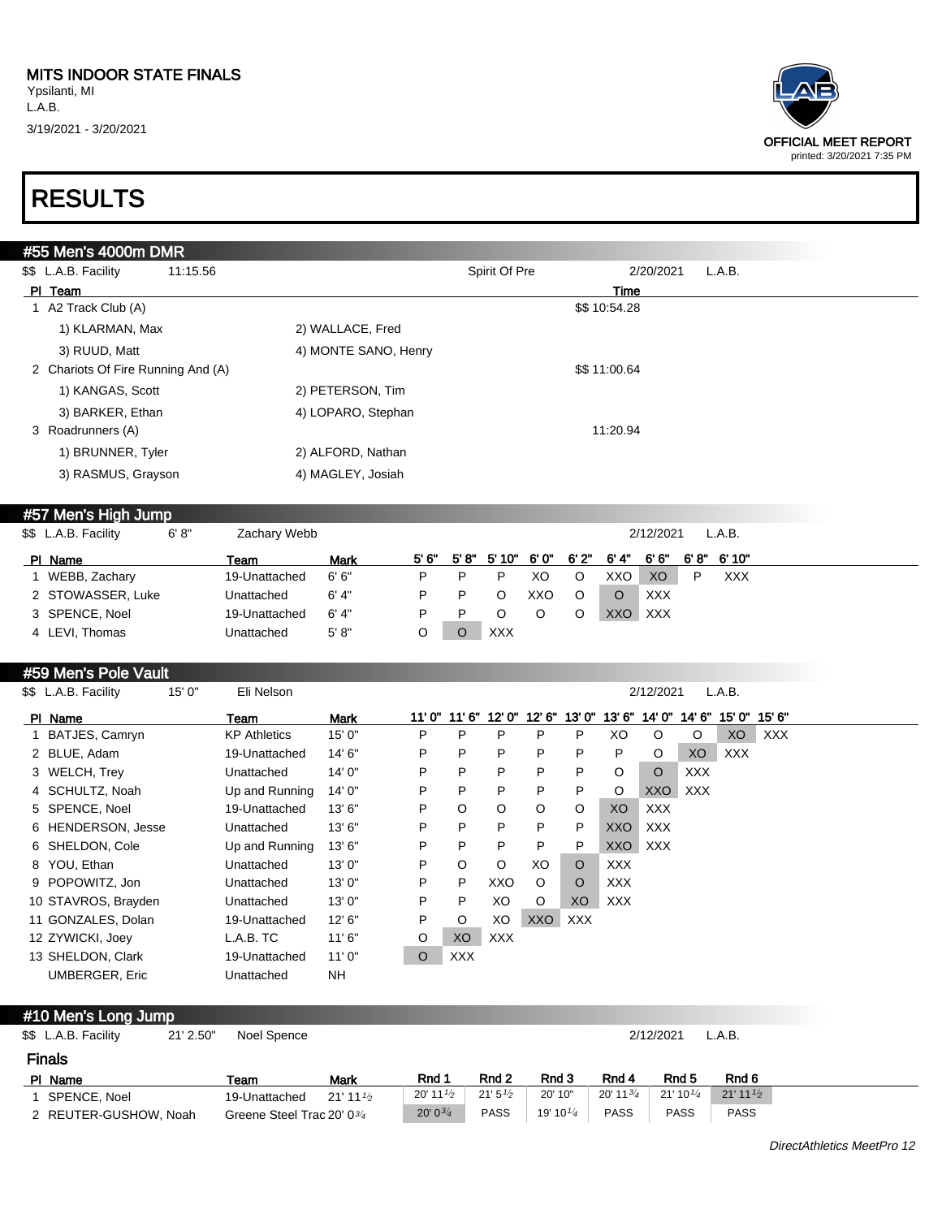MITS INDOOR STATE FINALS
Ypsilanti, MI
L.A.B.
3/19/2021 - 3/20/2021

OFFICIAL MEET REPORT
printed: 3/20/2021 7:35 PM

# RESULTS

## #55 Men's 4000m DMR

$$ L.A.B. Facility 11:15.56 Spirit Of Pre 2/20/2021 L.A.B.

| Pl | Team | | Time |
|---|---|---|---|
| 1 | A2 Track Club (A) | | $$ 10:54.28 |
| | 1) KLARMAN, Max | 2) WALLACE, Fred | |
| | 3) RUUD, Matt | 4) MONTE SANO, Henry | |
| 2 | Chariots Of Fire Running And (A) | | $$ 11:00.64 |
| | 1) KANGAS, Scott | 2) PETERSON, Tim | |
| | 3) BARKER, Ethan | 4) LOPARO, Stephan | |
| 3 | Roadrunners (A) | | 11:20.94 |
| | 1) BRUNNER, Tyler | 2) ALFORD, Nathan | |
| | 3) RASMUS, Grayson | 4) MAGLEY, Josiah | |

## #57 Men's High Jump

$$ L.A.B. Facility 6' 8" Zachary Webb 2/12/2021 L.A.B.

| Pl | Name | Team | Mark | 5' 6" | 5' 8" | 5' 10" | 6' 0" | 6' 2" | 6' 4" | 6' 6" | 6' 8" | 6' 10" |
|---|---|---|---|---|---|---|---|---|---|---|---|---|
| 1 | WEBB, Zachary | 19-Unattached | 6' 6" | P | P | P | XO | O | XXO | XO | P | XXX |
| 2 | STOWASSER, Luke | Unattached | 6' 4" | P | P | O | XXO | O | O | XXX | | |
| 3 | SPENCE, Noel | 19-Unattached | 6' 4" | P | P | O | O | O | XXO | XXX | | |
| 4 | LEVI, Thomas | Unattached | 5' 8" | O | O | XXX | | | | | | |

## #59 Men's Pole Vault

$$ L.A.B. Facility 15' 0" Eli Nelson 2/12/2021 L.A.B.

| Pl | Name | Team | Mark | 11' 0" | 11' 6" | 12' 0" | 12' 6" | 13' 0" | 13' 6" | 14' 0" | 14' 6" | 15' 0" | 15' 6" |
|---|---|---|---|---|---|---|---|---|---|---|---|---|---|
| 1 | BATJES, Camryn | KP Athletics | 15' 0" | P | P | P | P | P | XO | O | O | XO | XXX |
| 2 | BLUE, Adam | 19-Unattached | 14' 6" | P | P | P | P | P | P | O | XO | XXX | |
| 3 | WELCH, Trey | Unattached | 14' 0" | P | P | P | P | P | O | O | XXX | | |
| 4 | SCHULTZ, Noah | Up and Running | 14' 0" | P | P | P | P | P | O | XXO | XXX | | |
| 5 | SPENCE, Noel | 19-Unattached | 13' 6" | P | O | O | O | O | XO | XXX | | | |
| 6 | HENDERSON, Jesse | Unattached | 13' 6" | P | P | P | P | P | XXO | XXX | | | |
| 6 | SHELDON, Cole | Up and Running | 13' 6" | P | P | P | P | P | XXO | XXX | | | |
| 8 | YOU, Ethan | Unattached | 13' 0" | P | O | O | XO | O | XXX | | | | |
| 9 | POPOWITZ, Jon | Unattached | 13' 0" | P | P | XXO | O | O | XXX | | | | |
| 10 | STAVROS, Brayden | Unattached | 13' 0" | P | P | XO | O | XO | XXX | | | | |
| 11 | GONZALES, Dolan | 19-Unattached | 12' 6" | P | O | XO | XXO | XXX | | | | | |
| 12 | ZYWICKI, Joey | L.A.B. TC | 11' 6" | O | XO | XXX | | | | | | | |
| 13 | SHELDON, Clark | 19-Unattached | 11' 0" | O | XXX | | | | | | | | |
| | UMBERGER, Eric | Unattached | NH | | | | | | | | | | |

## #10 Men's Long Jump

$$ L.A.B. Facility 21' 2.50" Noel Spence 2/12/2021 L.A.B.

### Finals

| Pl | Name | Team | Mark | Rnd 1 | Rnd 2 | Rnd 3 | Rnd 4 | Rnd 5 | Rnd 6 |
|---|---|---|---|---|---|---|---|---|---|
| 1 | SPENCE, Noel | 19-Unattached | 21' 11½ | 20' 11½ | 21' 5½ | 20' 10" | 20' 11¾ | 21' 10¼ | 21' 11½ |
| 2 | REUTER-GUSHOW, Noah | Greene Steel Trac | 20' 0¾ | 20' 0¾ | PASS | 19' 10¼ | PASS | PASS | PASS |

*DirectAthletics MeetPro 12*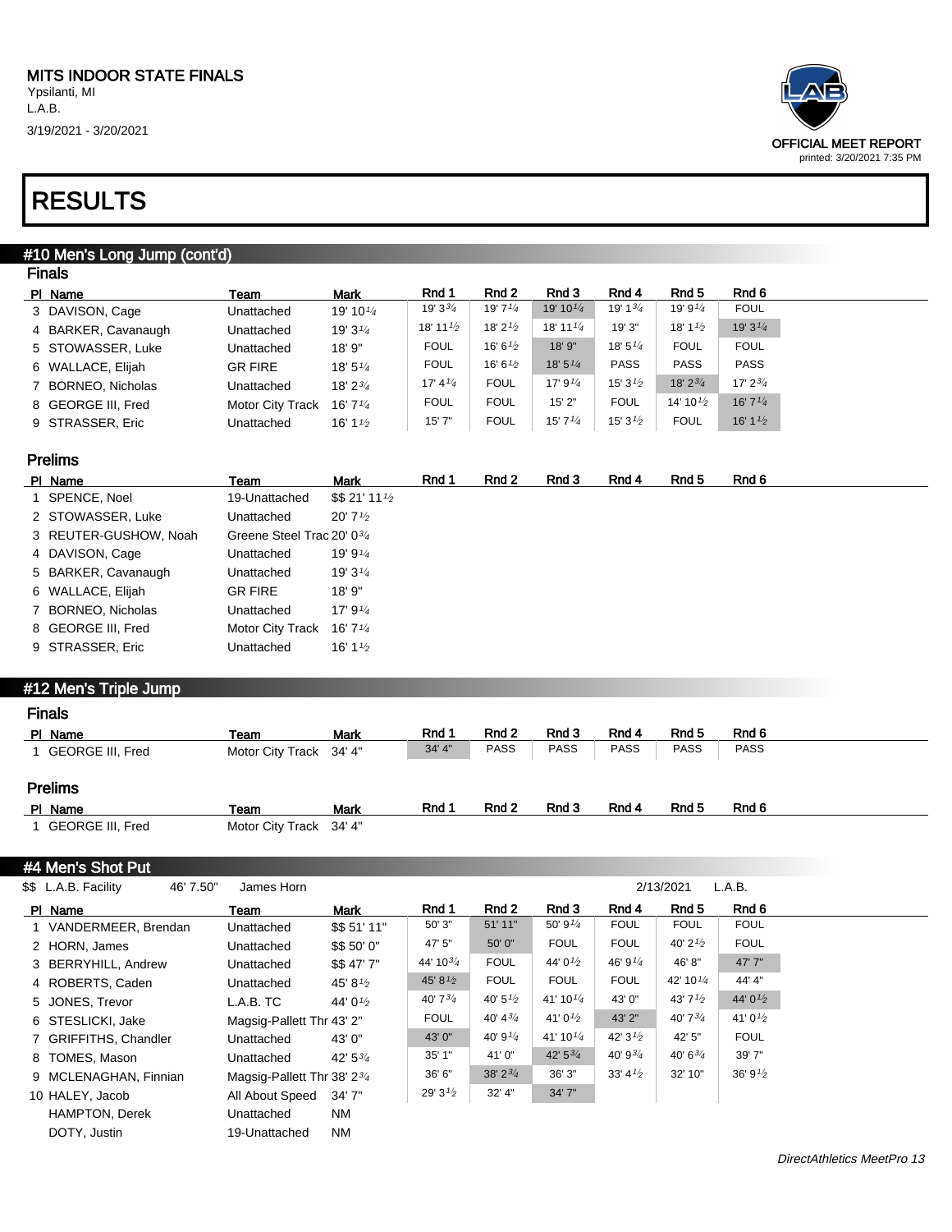MITS INDOOR STATE FINALS
Ypsilanti, MI
L.A.B.
3/19/2021 - 3/20/2021

OFFICIAL MEET REPORT
printed: 3/20/2021 7:35 PM

# RESULTS

## #10 Men's Long Jump (cont'd)

### Finals

| Pl | Name | Team | Mark | Rnd 1 | Rnd 2 | Rnd 3 | Rnd 4 | Rnd 5 | Rnd 6 |
|---|---|---|---|---|---|---|---|---|---|
| 3 | DAVISON, Cage | Unattached | 19' 10 1/4 | 19' 3 3/4 | 19' 7 1/4 | 19' 10 1/4 | 19' 1 3/4 | 19' 9 1/4 | FOUL |
| 4 | BARKER, Cavanaugh | Unattached | 19' 3 1/4 | 18' 11 1/2 | 18' 2 1/2 | 18' 11 1/4 | 19' 3" | 18' 1 1/2 | 19' 3 1/4 |
| 5 | STOWASSER, Luke | Unattached | 18' 9" | FOUL | 16' 6 1/2 | 18' 9" | 18' 5 1/4 | FOUL | FOUL |
| 6 | WALLACE, Elijah | GR FIRE | 18' 5 1/4 | FOUL | 16' 6 1/2 | 18' 5 1/4 | PASS | PASS | PASS |
| 7 | BORNEO, Nicholas | Unattached | 18' 2 3/4 | 17' 4 1/4 | FOUL | 17' 9 1/4 | 15' 3 1/2 | 18' 2 3/4 | 17' 2 3/4 |
| 8 | GEORGE III, Fred | Motor City Track | 16' 7 1/4 | FOUL | FOUL | 15' 2" | FOUL | 14' 10 1/2 | 16' 7 1/4 |
| 9 | STRASSER, Eric | Unattached | 16' 1 1/2 | 15' 7" | FOUL | 15' 7 1/4 | 15' 3 1/2 | FOUL | 16' 1 1/2 |

### Prelims

| Pl | Name | Team | Mark | Rnd 1 | Rnd 2 | Rnd 3 | Rnd 4 | Rnd 5 | Rnd 6 |
|---|---|---|---|---|---|---|---|---|---|
| 1 | SPENCE, Noel | 19-Unattached | $$ 21' 11 1/2 | | | | | | |
| 2 | STOWASSER, Luke | Unattached | 20' 7 1/2 | | | | | | |
| 3 | REUTER-GUSHOW, Noah | Greene Steel Trac | 20' 0 3/4 | | | | | | |
| 4 | DAVISON, Cage | Unattached | 19' 9 1/4 | | | | | | |
| 5 | BARKER, Cavanaugh | Unattached | 19' 3 1/4 | | | | | | |
| 6 | WALLACE, Elijah | GR FIRE | 18' 9" | | | | | | |
| 7 | BORNEO, Nicholas | Unattached | 17' 9 1/4 | | | | | | |
| 8 | GEORGE III, Fred | Motor City Track | 16' 7 1/4 | | | | | | |
| 9 | STRASSER, Eric | Unattached | 16' 1 1/2 | | | | | | |

## #12 Men's Triple Jump

### Finals

| Pl | Name | Team | Mark | Rnd 1 | Rnd 2 | Rnd 3 | Rnd 4 | Rnd 5 | Rnd 6 |
|---|---|---|---|---|---|---|---|---|---|
| 1 | GEORGE III, Fred | Motor City Track | 34' 4" | 34' 4" | PASS | PASS | PASS | PASS | PASS |

### Prelims

| Pl | Name | Team | Mark | Rnd 1 | Rnd 2 | Rnd 3 | Rnd 4 | Rnd 5 | Rnd 6 |
|---|---|---|---|---|---|---|---|---|---|
| 1 | GEORGE III, Fred | Motor City Track | 34' 4" | | | | | | |

## #4 Men's Shot Put

$$ L.A.B. Facility 46' 7.50" James Horn 2/13/2021 L.A.B.

| Pl | Name | Team | Mark | Rnd 1 | Rnd 2 | Rnd 3 | Rnd 4 | Rnd 5 | Rnd 6 |
|---|---|---|---|---|---|---|---|---|---|
| 1 | VANDERMEER, Brendan | Unattached | $$ 51' 11" | 50' 3" | 51' 11" | 50' 9 1/4 | FOUL | FOUL | FOUL |
| 2 | HORN, James | Unattached | $$ 50' 0" | 47' 5" | 50' 0" | FOUL | FOUL | 40' 2 1/2 | FOUL |
| 3 | BERRYHILL, Andrew | Unattached | $$ 47' 7" | 44' 10 3/4 | FOUL | 44' 0 1/2 | 46' 9 1/4 | 46' 8" | 47' 7" |
| 4 | ROBERTS, Caden | Unattached | 45' 8 1/2 | 45' 8 1/2 | FOUL | FOUL | FOUL | 42' 10 1/4 | 44' 4" |
| 5 | JONES, Trevor | L.A.B. TC | 44' 0 1/2 | 40' 7 3/4 | 40' 5 1/2 | 41' 10 1/4 | 43' 0" | 43' 7 1/2 | 44' 0 1/2 |
| 6 | STESLICKI, Jake | Magsig-Pallett Thr | 43' 2" | FOUL | 40' 4 3/4 | 41' 0 1/2 | 43' 2" | 40' 7 3/4 | 41' 0 1/2 |
| 7 | GRIFFITHS, Chandler | Unattached | 43' 0" | 43' 0" | 40' 9 1/4 | 41' 10 1/4 | 42' 3 1/2 | 42' 5" | FOUL |
| 8 | TOMES, Mason | Unattached | 42' 5 3/4 | 35' 1" | 41' 0" | 42' 5 3/4 | 40' 9 3/4 | 40' 6 3/4 | 39' 7" |
| 9 | MCLENAGHAN, Finnian | Magsig-Pallett Thr | 38' 2 3/4 | 36' 6" | 38' 2 3/4 | 36' 3" | 33' 4 1/2 | 32' 10" | 36' 9 1/2 |
| 10 | HALEY, Jacob | All About Speed | 34' 7" | 29' 3 1/2 | 32' 4" | 34' 7" | | | |
| | HAMPTON, Derek | Unattached | NM | | | | | | |
| | DOTY, Justin | 19-Unattached | NM | | | | | | |

DirectAthletics MeetPro 13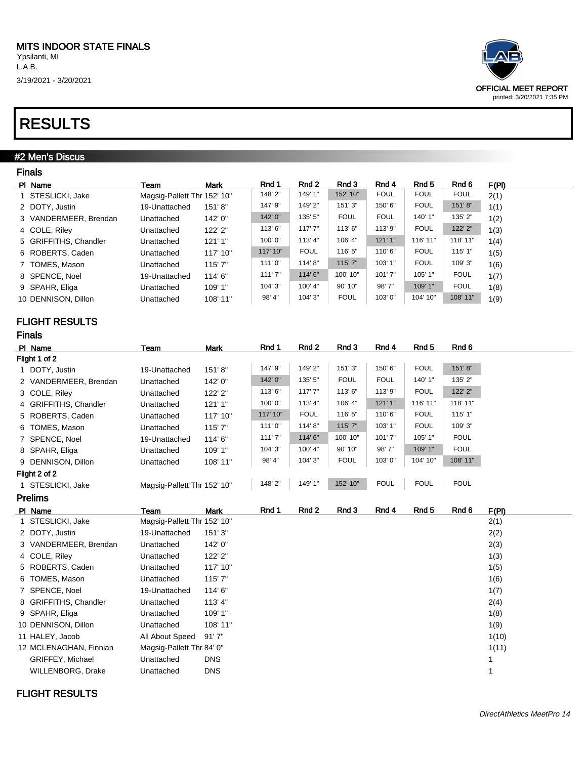MITS INDOOR STATE FINALS
Ypsilanti, MI
L.A.B.
3/19/2021 - 3/20/2021

OFFICIAL MEET REPORT
printed: 3/20/2021 7:35 PM

# RESULTS

## #2 Men's Discus

### Finals

| Pl | Name | Team | Mark | Rnd 1 | Rnd 2 | Rnd 3 | Rnd 4 | Rnd 5 | Rnd 6 | F(Pl) |
|---|---|---|---|---|---|---|---|---|---|---|
| 1 | STESLICKI, Jake | Magsig-Pallett Thr | 152' 10" | 148' 2" | 149' 1" | 152' 10" | FOUL | FOUL | FOUL | 2(1) |
| 2 | DOTY, Justin | 19-Unattached | 151' 8" | 147' 9" | 149' 2" | 151' 3" | 150' 6" | FOUL | 151' 8" | 1(1) |
| 3 | VANDERMEER, Brendan | Unattached | 142' 0" | 142' 0" | 135' 5" | FOUL | FOUL | 140' 1" | 135' 2" | 1(2) |
| 4 | COLE, Riley | Unattached | 122' 2" | 113' 6" | 117' 7" | 113' 6" | 113' 9" | FOUL | 122' 2" | 1(3) |
| 5 | GRIFFITHS, Chandler | Unattached | 121' 1" | 100' 0" | 113' 4" | 106' 4" | 121' 1" | 116' 11" | 118' 11" | 1(4) |
| 6 | ROBERTS, Caden | Unattached | 117' 10" | 117' 10" | FOUL | 116' 5" | 110' 6" | FOUL | 115' 1" | 1(5) |
| 7 | TOMES, Mason | Unattached | 115' 7" | 111' 0" | 114' 8" | 115' 7" | 103' 1" | FOUL | 109' 3" | 1(6) |
| 8 | SPENCE, Noel | 19-Unattached | 114' 6" | 111' 7" | 114' 6" | 100' 10" | 101' 7" | 105' 1" | FOUL | 1(7) |
| 9 | SPAHR, Eliga | Unattached | 109' 1" | 104' 3" | 100' 4" | 90' 10" | 98' 7" | 109' 1" | FOUL | 1(8) |
| 10 | DENNISON, Dillon | Unattached | 108' 11" | 98' 4" | 104' 3" | FOUL | 103' 0" | 104' 10" | 108' 11" | 1(9) |

### FLIGHT RESULTS

### Finals

| Pl | Name | Team | Mark | Rnd 1 | Rnd 2 | Rnd 3 | Rnd 4 | Rnd 5 | Rnd 6 |
|---|---|---|---|---|---|---|---|---|---|
| Flight 1 of 2 | | | | | | | | | |
| 1 | DOTY, Justin | 19-Unattached | 151' 8" | 147' 9" | 149' 2" | 151' 3" | 150' 6" | FOUL | 151' 8" |
| 2 | VANDERMEER, Brendan | Unattached | 142' 0" | 142' 0" | 135' 5" | FOUL | FOUL | 140' 1" | 135' 2" |
| 3 | COLE, Riley | Unattached | 122' 2" | 113' 6" | 117' 7" | 113' 6" | 113' 9" | FOUL | 122' 2" |
| 4 | GRIFFITHS, Chandler | Unattached | 121' 1" | 100' 0" | 113' 4" | 106' 4" | 121' 1" | 116' 11" | 118' 11" |
| 5 | ROBERTS, Caden | Unattached | 117' 10" | 117' 10" | FOUL | 116' 5" | 110' 6" | FOUL | 115' 1" |
| 6 | TOMES, Mason | Unattached | 115' 7" | 111' 0" | 114' 8" | 115' 7" | 103' 1" | FOUL | 109' 3" |
| 7 | SPENCE, Noel | 19-Unattached | 114' 6" | 111' 7" | 114' 6" | 100' 10" | 101' 7" | 105' 1" | FOUL |
| 8 | SPAHR, Eliga | Unattached | 109' 1" | 104' 3" | 100' 4" | 90' 10" | 98' 7" | 109' 1" | FOUL |
| 9 | DENNISON, Dillon | Unattached | 108' 11" | 98' 4" | 104' 3" | FOUL | 103' 0" | 104' 10" | 108' 11" |
| Flight 2 of 2 | | | | | | | | | |
| 1 | STESLICKI, Jake | Magsig-Pallett Thr | 152' 10" | 148' 2" | 149' 1" | 152' 10" | FOUL | FOUL | FOUL |

### Prelims

| Pl | Name | Team | Mark | Rnd 1 | Rnd 2 | Rnd 3 | Rnd 4 | Rnd 5 | Rnd 6 | F(Pl) |
|---|---|---|---|---|---|---|---|---|---|---|
| 1 | STESLICKI, Jake | Magsig-Pallett Thr | 152' 10" | | | | | | | 2(1) |
| 2 | DOTY, Justin | 19-Unattached | 151' 3" | | | | | | | 2(2) |
| 3 | VANDERMEER, Brendan | Unattached | 142' 0" | | | | | | | 2(3) |
| 4 | COLE, Riley | Unattached | 122' 2" | | | | | | | 1(3) |
| 5 | ROBERTS, Caden | Unattached | 117' 10" | | | | | | | 1(5) |
| 6 | TOMES, Mason | Unattached | 115' 7" | | | | | | | 1(6) |
| 7 | SPENCE, Noel | 19-Unattached | 114' 6" | | | | | | | 1(7) |
| 8 | GRIFFITHS, Chandler | Unattached | 113' 4" | | | | | | | 2(4) |
| 9 | SPAHR, Eliga | Unattached | 109' 1" | | | | | | | 1(8) |
| 10 | DENNISON, Dillon | Unattached | 108' 11" | | | | | | | 1(9) |
| 11 | HALEY, Jacob | All About Speed | 91' 7" | | | | | | | 1(10) |
| 12 | MCLENAGHAN, Finnian | Magsig-Pallett Thr | 84' 0" | | | | | | | 1(11) |
| | GRIFFEY, Michael | Unattached | DNS | | | | | | | 1 |
| | WILLENBORG, Drake | Unattached | DNS | | | | | | | 1 |

### FLIGHT RESULTS

DirectAthletics MeetPro 14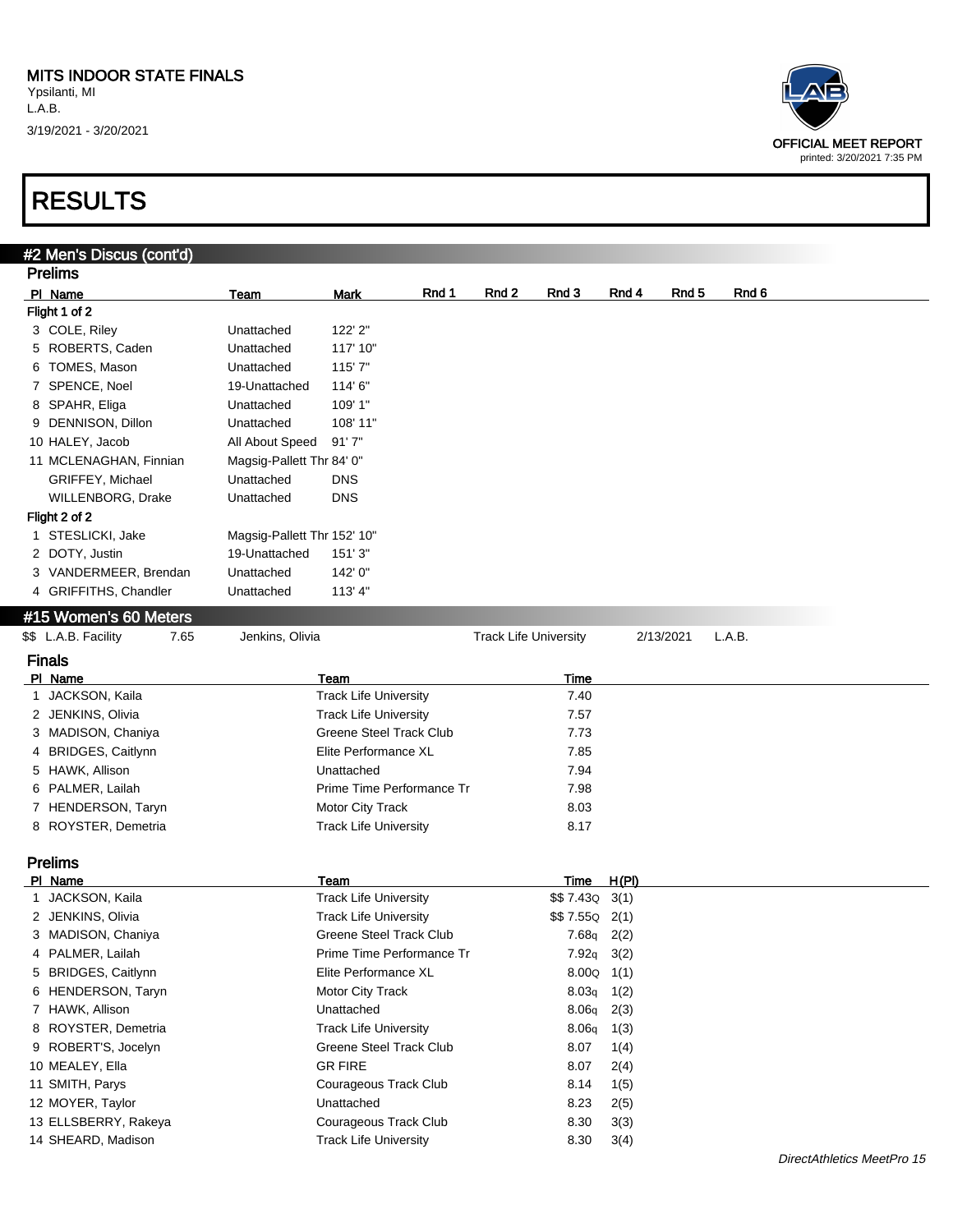MITS INDOOR STATE FINALS
Ypsilanti, MI
L.A.B.
3/19/2021 - 3/20/2021

OFFICIAL MEET REPORT
printed: 3/20/2021 7:35 PM

# RESULTS

## #2 Men's Discus (cont'd)

### Prelims

| Pl | Name | Team | Mark | Rnd 1 | Rnd 2 | Rnd 3 | Rnd 4 | Rnd 5 | Rnd 6 |
|---|---|---|---|---|---|---|---|---|---|
| **Flight 1 of 2** | | | | | | | | | |
| 3 | COLE, Riley | Unattached | 122' 2" | | | | | | |
| 5 | ROBERTS, Caden | Unattached | 117' 10" | | | | | | |
| 6 | TOMES, Mason | Unattached | 115' 7" | | | | | | |
| 7 | SPENCE, Noel | 19-Unattached | 114' 6" | | | | | | |
| 8 | SPAHR, Eliga | Unattached | 109' 1" | | | | | | |
| 9 | DENNISON, Dillon | Unattached | 108' 11" | | | | | | |
| 10 | HALEY, Jacob | All About Speed | 91' 7" | | | | | | |
| 11 | MCLENAGHAN, Finnian | Magsig-Pallett Thr | 84' 0" | | | | | | |
| | GRIFFEY, Michael | Unattached | DNS | | | | | | |
| | WILLENBORG, Drake | Unattached | DNS | | | | | | |
| **Flight 2 of 2** | | | | | | | | | |
| 1 | STESLICKI, Jake | Magsig-Pallett Thr | 152' 10" | | | | | | |
| 2 | DOTY, Justin | 19-Unattached | 151' 3" | | | | | | |
| 3 | VANDERMEER, Brendan | Unattached | 142' 0" | | | | | | |
| 4 | GRIFFITHS, Chandler | Unattached | 113' 4" | | | | | | |

## #15 Women's 60 Meters

$$ L.A.B. Facility 7.65 Jenkins, Olivia Track Life University 2/13/2021 L.A.B.

### Finals

| Pl | Name | Team | Time |
|---|---|---|---|
| 1 | JACKSON, Kaila | Track Life University | 7.40 |
| 2 | JENKINS, Olivia | Track Life University | 7.57 |
| 3 | MADISON, Chaniya | Greene Steel Track Club | 7.73 |
| 4 | BRIDGES, Caitlynn | Elite Performance XL | 7.85 |
| 5 | HAWK, Allison | Unattached | 7.94 |
| 6 | PALMER, Lailah | Prime Time Performance Tr | 7.98 |
| 7 | HENDERSON, Taryn | Motor City Track | 8.03 |
| 8 | ROYSTER, Demetria | Track Life University | 8.17 |

### Prelims

| Pl | Name | Team | Time | H(Pl) |
|---|---|---|---|---|
| 1 | JACKSON, Kaila | Track Life University | $$ 7.43Q | 3(1) |
| 2 | JENKINS, Olivia | Track Life University | $$ 7.55Q | 2(1) |
| 3 | MADISON, Chaniya | Greene Steel Track Club | 7.68q | 2(2) |
| 4 | PALMER, Lailah | Prime Time Performance Tr | 7.92q | 3(2) |
| 5 | BRIDGES, Caitlynn | Elite Performance XL | 8.00Q | 1(1) |
| 6 | HENDERSON, Taryn | Motor City Track | 8.03q | 1(2) |
| 7 | HAWK, Allison | Unattached | 8.06q | 2(3) |
| 8 | ROYSTER, Demetria | Track Life University | 8.06q | 1(3) |
| 9 | ROBERT'S, Jocelyn | Greene Steel Track Club | 8.07 | 1(4) |
| 10 | MEALEY, Ella | GR FIRE | 8.07 | 2(4) |
| 11 | SMITH, Parys | Courageous Track Club | 8.14 | 1(5) |
| 12 | MOYER, Taylor | Unattached | 8.23 | 2(5) |
| 13 | ELLSBERRY, Rakeya | Courageous Track Club | 8.30 | 3(3) |
| 14 | SHEARD, Madison | Track Life University | 8.30 | 3(4) |

DirectAthletics MeetPro 15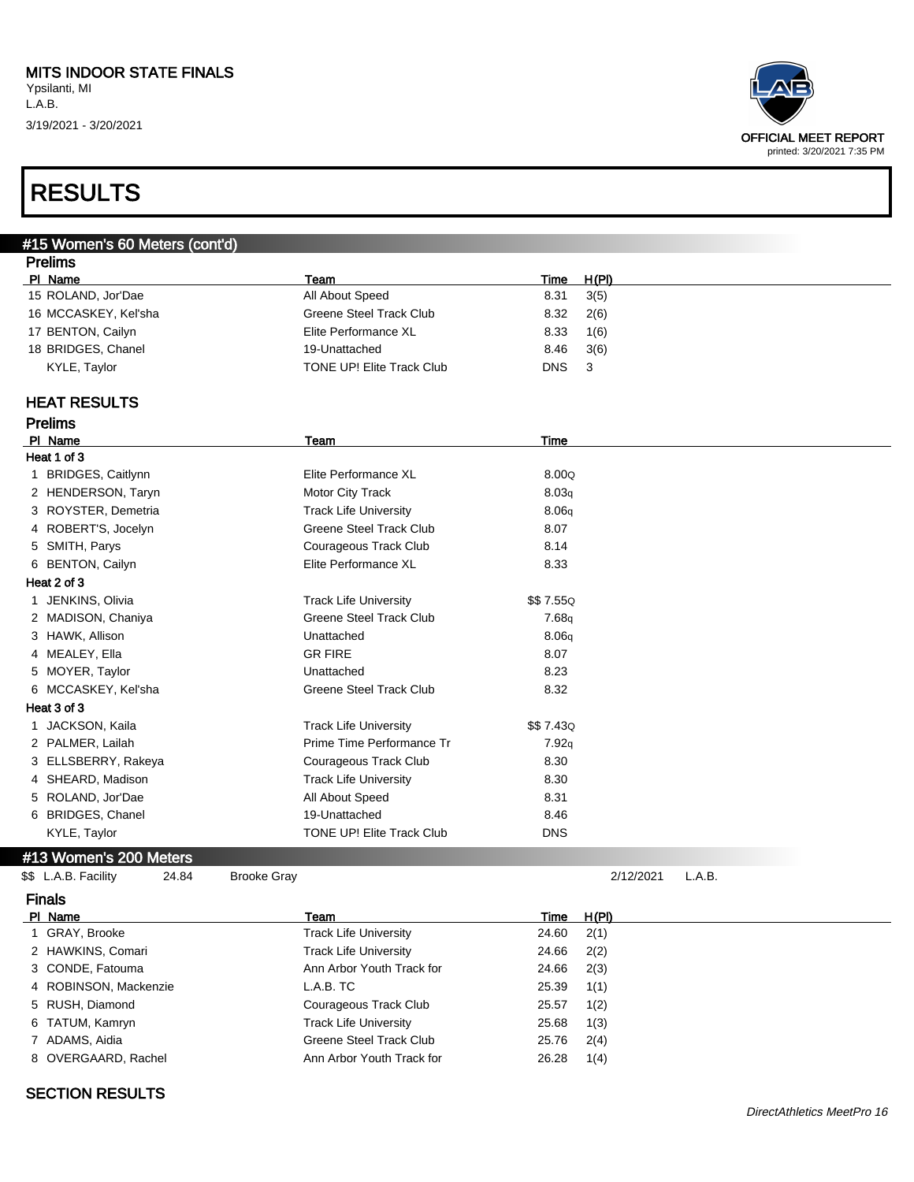MITS INDOOR STATE FINALS
Ypsilanti, MI
L.A.B.
3/19/2021 - 3/20/2021

OFFICIAL MEET REPORT
printed: 3/20/2021 7:35 PM

# RESULTS

## #15 Women's 60 Meters (cont'd)

### Prelims

| Pl | Name | Team | Time | H(Pl) |
|---|---|---|---|---|
| 15 | ROLAND, Jor'Dae | All About Speed | 8.31 | 3(5) |
| 16 | MCCASKEY, Kel'sha | Greene Steel Track Club | 8.32 | 2(6) |
| 17 | BENTON, Cailyn | Elite Performance XL | 8.33 | 1(6) |
| 18 | BRIDGES, Chanel | 19-Unattached | 8.46 | 3(6) |
| | KYLE, Taylor | TONE UP! Elite Track Club | DNS | 3 |

### HEAT RESULTS

### Prelims

| Pl | Name | Team | Time |
|---|---|---|---|
| **Heat 1 of 3** | | | |
| 1 | BRIDGES, Caitlynn | Elite Performance XL | 8.00Q |
| 2 | HENDERSON, Taryn | Motor City Track | 8.03q |
| 3 | ROYSTER, Demetria | Track Life University | 8.06q |
| 4 | ROBERT'S, Jocelyn | Greene Steel Track Club | 8.07 |
| 5 | SMITH, Parys | Courageous Track Club | 8.14 |
| 6 | BENTON, Cailyn | Elite Performance XL | 8.33 |
| **Heat 2 of 3** | | | |
| 1 | JENKINS, Olivia | Track Life University | $$ 7.55Q |
| 2 | MADISON, Chaniya | Greene Steel Track Club | 7.68q |
| 3 | HAWK, Allison | Unattached | 8.06q |
| 4 | MEALEY, Ella | GR FIRE | 8.07 |
| 5 | MOYER, Taylor | Unattached | 8.23 |
| 6 | MCCASKEY, Kel'sha | Greene Steel Track Club | 8.32 |
| **Heat 3 of 3** | | | |
| 1 | JACKSON, Kaila | Track Life University | $$ 7.43Q |
| 2 | PALMER, Lailah | Prime Time Performance Tr | 7.92q |
| 3 | ELLSBERRY, Rakeya | Courageous Track Club | 8.30 |
| 4 | SHEARD, Madison | Track Life University | 8.30 |
| 5 | ROLAND, Jor'Dae | All About Speed | 8.31 |
| 6 | BRIDGES, Chanel | 19-Unattached | 8.46 |
| | KYLE, Taylor | TONE UP! Elite Track Club | DNS |

## #13 Women's 200 Meters

$$ L.A.B. Facility 24.84 Brooke Gray 2/12/2021 L.A.B.

### Finals

| Pl | Name | Team | Time | H(Pl) |
|---|---|---|---|---|
| 1 | GRAY, Brooke | Track Life University | 24.60 | 2(1) |
| 2 | HAWKINS, Comari | Track Life University | 24.66 | 2(2) |
| 3 | CONDE, Fatouma | Ann Arbor Youth Track for | 24.66 | 2(3) |
| 4 | ROBINSON, Mackenzie | L.A.B. TC | 25.39 | 1(1) |
| 5 | RUSH, Diamond | Courageous Track Club | 25.57 | 1(2) |
| 6 | TATUM, Kamryn | Track Life University | 25.68 | 1(3) |
| 7 | ADAMS, Aidia | Greene Steel Track Club | 25.76 | 2(4) |
| 8 | OVERGAARD, Rachel | Ann Arbor Youth Track for | 26.28 | 1(4) |

### SECTION RESULTS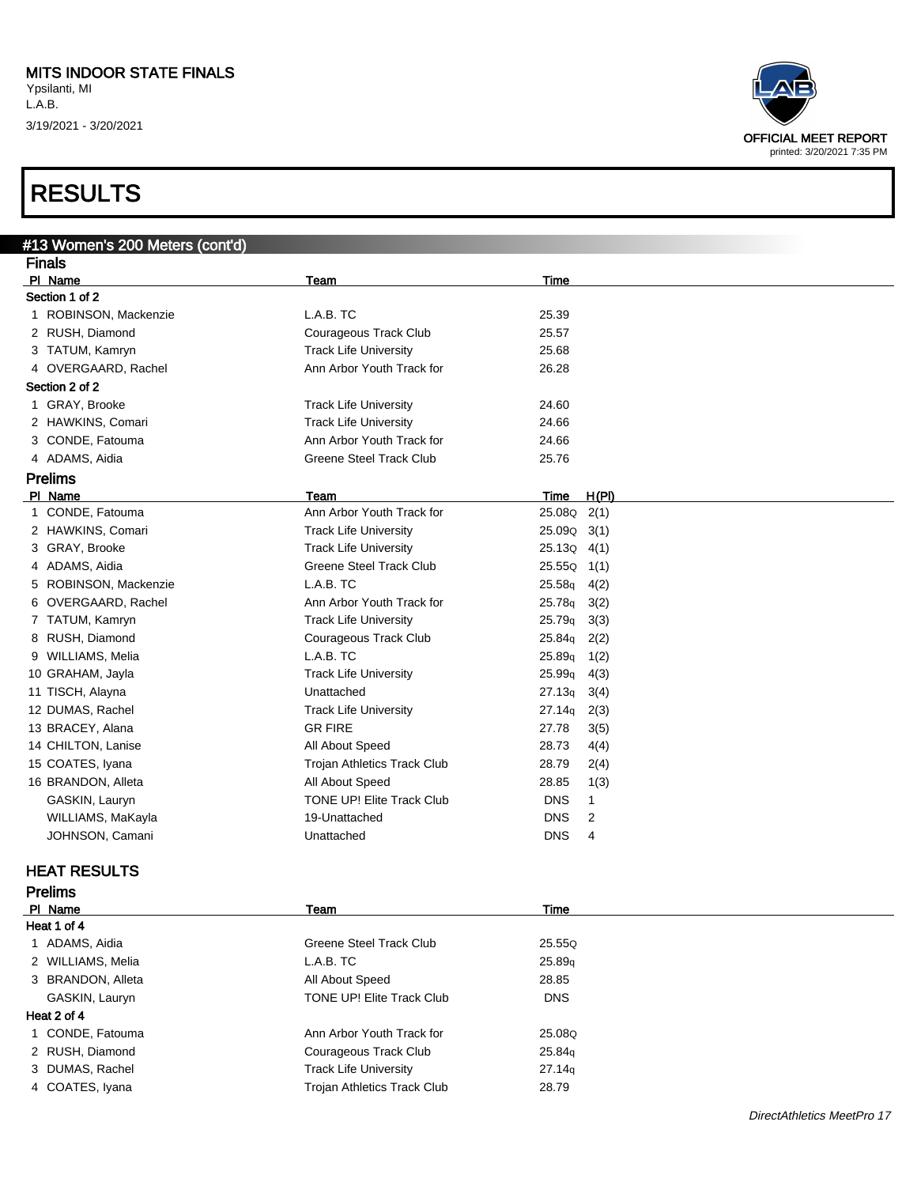MITS INDOOR STATE FINALS
Ypsilanti, MI
L.A.B.
3/19/2021 - 3/20/2021

OFFICIAL MEET REPORT
printed: 3/20/2021 7:35 PM

# RESULTS

## #13 Women's 200 Meters (cont'd)

### Finals

| Pl | Name | Team | Time |
|---|---|---|---|
| **Section 1 of 2** | | | |
| 1 | ROBINSON, Mackenzie | L.A.B. TC | 25.39 |
| 2 | RUSH, Diamond | Courageous Track Club | 25.57 |
| 3 | TATUM, Kamryn | Track Life University | 25.68 |
| 4 | OVERGAARD, Rachel | Ann Arbor Youth Track for | 26.28 |
| **Section 2 of 2** | | | |
| 1 | GRAY, Brooke | Track Life University | 24.60 |
| 2 | HAWKINS, Comari | Track Life University | 24.66 |
| 3 | CONDE, Fatouma | Ann Arbor Youth Track for | 24.66 |
| 4 | ADAMS, Aidia | Greene Steel Track Club | 25.76 |

### Prelims

| Pl | Name | Team | Time | H(Pl) |
|---|---|---|---|---|
| 1 | CONDE, Fatouma | Ann Arbor Youth Track for | 25.08Q | 2(1) |
| 2 | HAWKINS, Comari | Track Life University | 25.09Q | 3(1) |
| 3 | GRAY, Brooke | Track Life University | 25.13Q | 4(1) |
| 4 | ADAMS, Aidia | Greene Steel Track Club | 25.55Q | 1(1) |
| 5 | ROBINSON, Mackenzie | L.A.B. TC | 25.58q | 4(2) |
| 6 | OVERGAARD, Rachel | Ann Arbor Youth Track for | 25.78q | 3(2) |
| 7 | TATUM, Kamryn | Track Life University | 25.79q | 3(3) |
| 8 | RUSH, Diamond | Courageous Track Club | 25.84q | 2(2) |
| 9 | WILLIAMS, Melia | L.A.B. TC | 25.89q | 1(2) |
| 10 | GRAHAM, Jayla | Track Life University | 25.99q | 4(3) |
| 11 | TISCH, Alayna | Unattached | 27.13q | 3(4) |
| 12 | DUMAS, Rachel | Track Life University | 27.14q | 2(3) |
| 13 | BRACEY, Alana | GR FIRE | 27.78 | 3(5) |
| 14 | CHILTON, Lanise | All About Speed | 28.73 | 4(4) |
| 15 | COATES, Iyana | Trojan Athletics Track Club | 28.79 | 2(4) |
| 16 | BRANDON, Alleta | All About Speed | 28.85 | 1(3) |
| | GASKIN, Lauryn | TONE UP! Elite Track Club | DNS | 1 |
| | WILLIAMS, MaKayla | 19-Unattached | DNS | 2 |
| | JOHNSON, Camani | Unattached | DNS | 4 |

## HEAT RESULTS

### Prelims

| Pl | Name | Team | Time |
|---|---|---|---|
| **Heat 1 of 4** | | | |
| 1 | ADAMS, Aidia | Greene Steel Track Club | 25.55Q |
| 2 | WILLIAMS, Melia | L.A.B. TC | 25.89q |
| 3 | BRANDON, Alleta | All About Speed | 28.85 |
| | GASKIN, Lauryn | TONE UP! Elite Track Club | DNS |
| **Heat 2 of 4** | | | |
| 1 | CONDE, Fatouma | Ann Arbor Youth Track for | 25.08Q |
| 2 | RUSH, Diamond | Courageous Track Club | 25.84q |
| 3 | DUMAS, Rachel | Track Life University | 27.14q |
| 4 | COATES, Iyana | Trojan Athletics Track Club | 28.79 |

DirectAthletics MeetPro 17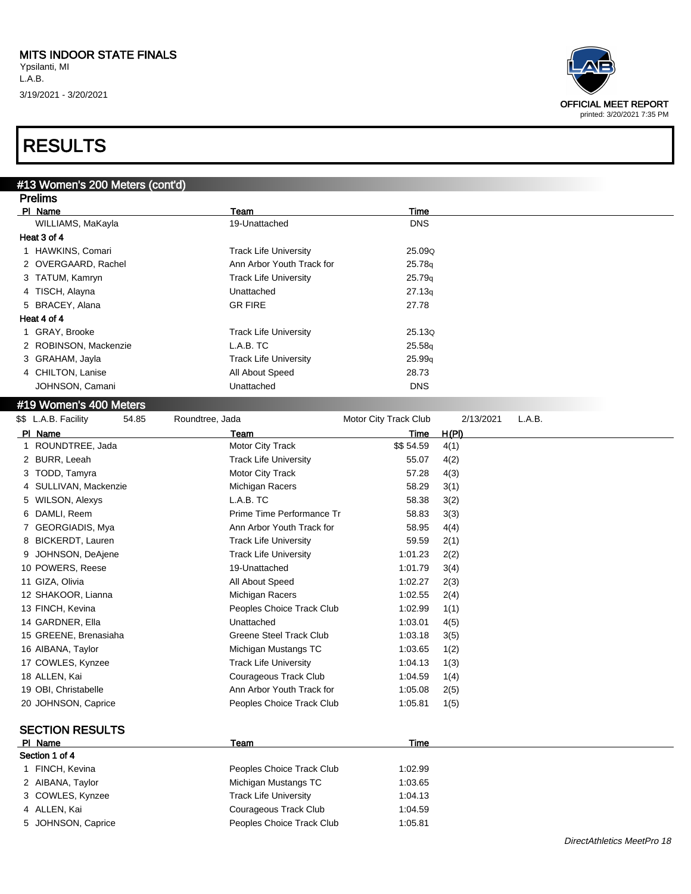MITS INDOOR STATE FINALS
Ypsilanti, MI
L.A.B.
3/19/2021 - 3/20/2021

OFFICIAL MEET REPORT
printed: 3/20/2021 7:35 PM

# RESULTS

## #13 Women's 200 Meters (cont'd)

### Prelims

| Pl | Name | Team | Time |
|---|---|---|---|
| | WILLIAMS, MaKayla | 19-Unattached | DNS |
| **Heat 3 of 4** | | | |
| 1 | HAWKINS, Comari | Track Life University | 25.09Q |
| 2 | OVERGAARD, Rachel | Ann Arbor Youth Track for | 25.78q |
| 3 | TATUM, Kamryn | Track Life University | 25.79q |
| 4 | TISCH, Alayna | Unattached | 27.13q |
| 5 | BRACEY, Alana | GR FIRE | 27.78 |
| **Heat 4 of 4** | | | |
| 1 | GRAY, Brooke | Track Life University | 25.13Q |
| 2 | ROBINSON, Mackenzie | L.A.B. TC | 25.58q |
| 3 | GRAHAM, Jayla | Track Life University | 25.99q |
| 4 | CHILTON, Lanise | All About Speed | 28.73 |
| | JOHNSON, Camani | Unattached | DNS |

## #19 Women's 400 Meters

$$ L.A.B. Facility 54.85 Roundtree, Jada Motor City Track Club 2/13/2021 L.A.B.

| Pl | Name | Team | Time | H(Pl) |
|---|---|---|---|---|
| 1 | ROUNDTREE, Jada | Motor City Track | $$ 54.59 | 4(1) |
| 2 | BURR, Leeah | Track Life University | 55.07 | 4(2) |
| 3 | TODD, Tamyra | Motor City Track | 57.28 | 4(3) |
| 4 | SULLIVAN, Mackenzie | Michigan Racers | 58.29 | 3(1) |
| 5 | WILSON, Alexys | L.A.B. TC | 58.38 | 3(2) |
| 6 | DAMLI, Reem | Prime Time Performance Tr | 58.83 | 3(3) |
| 7 | GEORGIADIS, Mya | Ann Arbor Youth Track for | 58.95 | 4(4) |
| 8 | BICKERDT, Lauren | Track Life University | 59.59 | 2(1) |
| 9 | JOHNSON, DeAjene | Track Life University | 1:01.23 | 2(2) |
| 10 | POWERS, Reese | 19-Unattached | 1:01.79 | 3(4) |
| 11 | GIZA, Olivia | All About Speed | 1:02.27 | 2(3) |
| 12 | SHAKOOR, Lianna | Michigan Racers | 1:02.55 | 2(4) |
| 13 | FINCH, Kevina | Peoples Choice Track Club | 1:02.99 | 1(1) |
| 14 | GARDNER, Ella | Unattached | 1:03.01 | 4(5) |
| 15 | GREENE, Brenasiaha | Greene Steel Track Club | 1:03.18 | 3(5) |
| 16 | AIBANA, Taylor | Michigan Mustangs TC | 1:03.65 | 1(2) |
| 17 | COWLES, Kynzee | Track Life University | 1:04.13 | 1(3) |
| 18 | ALLEN, Kai | Courageous Track Club | 1:04.59 | 1(4) |
| 19 | OBI, Christabelle | Ann Arbor Youth Track for | 1:05.08 | 2(5) |
| 20 | JOHNSON, Caprice | Peoples Choice Track Club | 1:05.81 | 1(5) |

### SECTION RESULTS

| Pl | Name | Team | Time |
|---|---|---|---|
| **Section 1 of 4** | | | |
| 1 | FINCH, Kevina | Peoples Choice Track Club | 1:02.99 |
| 2 | AIBANA, Taylor | Michigan Mustangs TC | 1:03.65 |
| 3 | COWLES, Kynzee | Track Life University | 1:04.13 |
| 4 | ALLEN, Kai | Courageous Track Club | 1:04.59 |
| 5 | JOHNSON, Caprice | Peoples Choice Track Club | 1:05.81 |

DirectAthletics MeetPro 18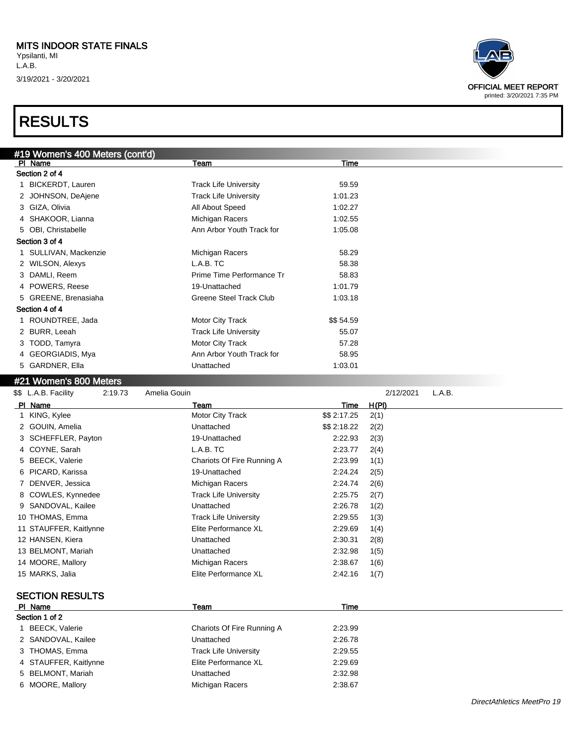**MITS INDOOR STATE FINALS**
Ypsilanti, MI
L.A.B.
3/19/2021 - 3/20/2021

OFFICIAL MEET REPORT
printed: 3/20/2021 7:35 PM

# RESULTS

## #19 Women's 400 Meters (cont'd)

| Pl | Name | Team | Time |
|---|---|---|---|
| **Section 2 of 4** | | | |
| 1 | BICKERDT, Lauren | Track Life University | 59.59 |
| 2 | JOHNSON, DeAjene | Track Life University | 1:01.23 |
| 3 | GIZA, Olivia | All About Speed | 1:02.27 |
| 4 | SHAKOOR, Lianna | Michigan Racers | 1:02.55 |
| 5 | OBI, Christabelle | Ann Arbor Youth Track for | 1:05.08 |
| **Section 3 of 4** | | | |
| 1 | SULLIVAN, Mackenzie | Michigan Racers | 58.29 |
| 2 | WILSON, Alexys | L.A.B. TC | 58.38 |
| 3 | DAMLI, Reem | Prime Time Performance Tr | 58.83 |
| 4 | POWERS, Reese | 19-Unattached | 1:01.79 |
| 5 | GREENE, Brenasiaha | Greene Steel Track Club | 1:03.18 |
| **Section 4 of 4** | | | |
| 1 | ROUNDTREE, Jada | Motor City Track | $$ 54.59 |
| 2 | BURR, Leeah | Track Life University | 55.07 |
| 3 | TODD, Tamyra | Motor City Track | 57.28 |
| 4 | GEORGIADIS, Mya | Ann Arbor Youth Track for | 58.95 |
| 5 | GARDNER, Ella | Unattached | 1:03.01 |

## #21 Women's 800 Meters

$$ L.A.B. Facility 2:19.73 Amelia Gouin 2/12/2021 L.A.B.

| Pl | Name | Team | Time | H(Pl) |
|---|---|---|---|---|
| 1 | KING, Kylee | Motor City Track | $$ 2:17.25 | 2(1) |
| 2 | GOUIN, Amelia | Unattached | $$ 2:18.22 | 2(2) |
| 3 | SCHEFFLER, Payton | 19-Unattached | 2:22.93 | 2(3) |
| 4 | COYNE, Sarah | L.A.B. TC | 2:23.77 | 2(4) |
| 5 | BEECK, Valerie | Chariots Of Fire Running A | 2:23.99 | 1(1) |
| 6 | PICARD, Karissa | 19-Unattached | 2:24.24 | 2(5) |
| 7 | DENVER, Jessica | Michigan Racers | 2:24.74 | 2(6) |
| 8 | COWLES, Kynnedee | Track Life University | 2:25.75 | 2(7) |
| 9 | SANDOVAL, Kailee | Unattached | 2:26.78 | 1(2) |
| 10 | THOMAS, Emma | Track Life University | 2:29.55 | 1(3) |
| 11 | STAUFFER, Kaitlynne | Elite Performance XL | 2:29.69 | 1(4) |
| 12 | HANSEN, Kiera | Unattached | 2:30.31 | 2(8) |
| 13 | BELMONT, Mariah | Unattached | 2:32.98 | 1(5) |
| 14 | MOORE, Mallory | Michigan Racers | 2:38.67 | 1(6) |
| 15 | MARKS, Jalia | Elite Performance XL | 2:42.16 | 1(7) |

### SECTION RESULTS

| Pl | Name | Team | Time |
|---|---|---|---|
| **Section 1 of 2** | | | |
| 1 | BEECK, Valerie | Chariots Of Fire Running A | 2:23.99 |
| 2 | SANDOVAL, Kailee | Unattached | 2:26.78 |
| 3 | THOMAS, Emma | Track Life University | 2:29.55 |
| 4 | STAUFFER, Kaitlynne | Elite Performance XL | 2:29.69 |
| 5 | BELMONT, Mariah | Unattached | 2:32.98 |
| 6 | MOORE, Mallory | Michigan Racers | 2:38.67 |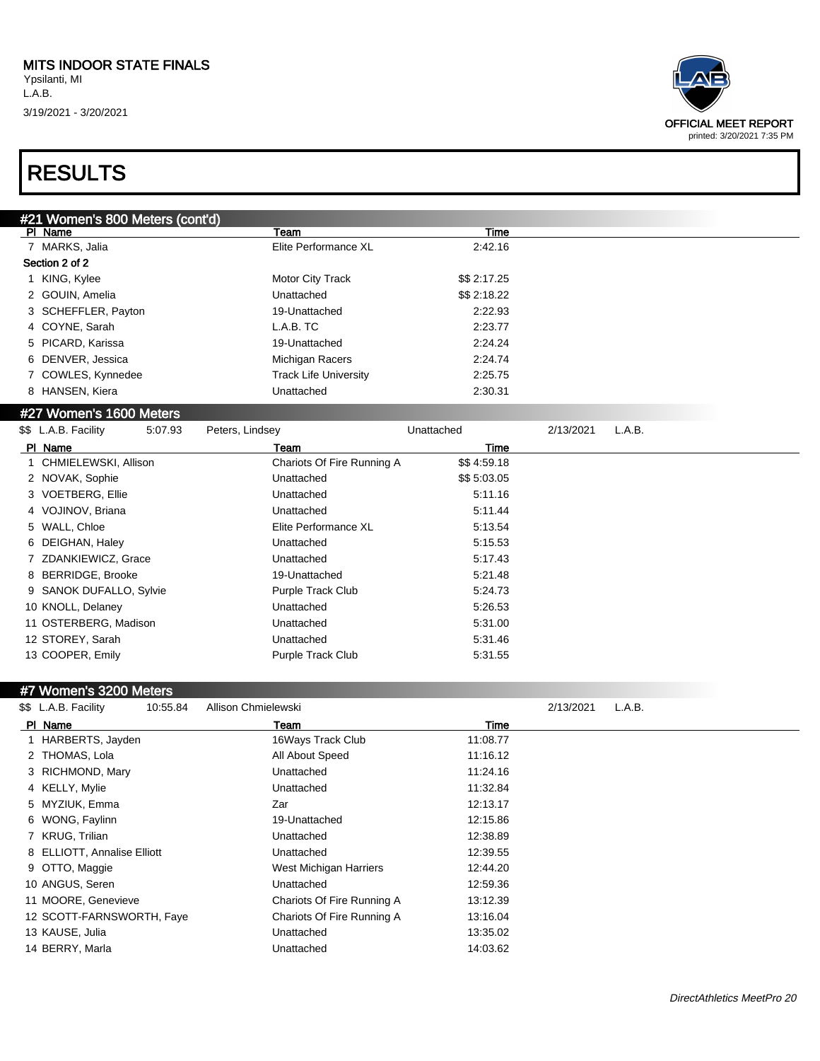MITS INDOOR STATE FINALS
Ypsilanti, MI
L.A.B.
3/19/2021 - 3/20/2021

OFFICIAL MEET REPORT
printed: 3/20/2021 7:35 PM

# RESULTS

## #21 Women's 800 Meters (cont'd)

| Pl | Name | Team | Time |
|---|---|---|---|
| 7 | MARKS, Jalia | Elite Performance XL | 2:42.16 |
| **Section 2 of 2** | | | |
| 1 | KING, Kylee | Motor City Track | $$ 2:17.25 |
| 2 | GOUIN, Amelia | Unattached | $$ 2:18.22 |
| 3 | SCHEFFLER, Payton | 19-Unattached | 2:22.93 |
| 4 | COYNE, Sarah | L.A.B. TC | 2:23.77 |
| 5 | PICARD, Karissa | 19-Unattached | 2:24.24 |
| 6 | DENVER, Jessica | Michigan Racers | 2:24.74 |
| 7 | COWLES, Kynnedee | Track Life University | 2:25.75 |
| 8 | HANSEN, Kiera | Unattached | 2:30.31 |

## #27 Women's 1600 Meters

$$ L.A.B. Facility 5:07.93 Peters, Lindsey Unattached 2/13/2021 L.A.B.

| Pl | Name | Team | Time |
|---|---|---|---|
| 1 | CHMIELEWSKI, Allison | Chariots Of Fire Running A | $$ 4:59.18 |
| 2 | NOVAK, Sophie | Unattached | $$ 5:03.05 |
| 3 | VOETBERG, Ellie | Unattached | 5:11.16 |
| 4 | VOJINOV, Briana | Unattached | 5:11.44 |
| 5 | WALL, Chloe | Elite Performance XL | 5:13.54 |
| 6 | DEIGHAN, Haley | Unattached | 5:15.53 |
| 7 | ZDANKIEWICZ, Grace | Unattached | 5:17.43 |
| 8 | BERRIDGE, Brooke | 19-Unattached | 5:21.48 |
| 9 | SANOK DUFALLO, Sylvie | Purple Track Club | 5:24.73 |
| 10 | KNOLL, Delaney | Unattached | 5:26.53 |
| 11 | OSTERBERG, Madison | Unattached | 5:31.00 |
| 12 | STOREY, Sarah | Unattached | 5:31.46 |
| 13 | COOPER, Emily | Purple Track Club | 5:31.55 |

## #7 Women's 3200 Meters

$$ L.A.B. Facility 10:55.84 Allison Chmielewski 2/13/2021 L.A.B.

| Pl | Name | Team | Time |
|---|---|---|---|
| 1 | HARBERTS, Jayden | 16Ways Track Club | 11:08.77 |
| 2 | THOMAS, Lola | All About Speed | 11:16.12 |
| 3 | RICHMOND, Mary | Unattached | 11:24.16 |
| 4 | KELLY, Mylie | Unattached | 11:32.84 |
| 5 | MYZIUK, Emma | Zar | 12:13.17 |
| 6 | WONG, Faylinn | 19-Unattached | 12:15.86 |
| 7 | KRUG, Trilian | Unattached | 12:38.89 |
| 8 | ELLIOTT, Annalise Elliott | Unattached | 12:39.55 |
| 9 | OTTO, Maggie | West Michigan Harriers | 12:44.20 |
| 10 | ANGUS, Seren | Unattached | 12:59.36 |
| 11 | MOORE, Genevieve | Chariots Of Fire Running A | 13:12.39 |
| 12 | SCOTT-FARNSWORTH, Faye | Chariots Of Fire Running A | 13:16.04 |
| 13 | KAUSE, Julia | Unattached | 13:35.02 |
| 14 | BERRY, Marla | Unattached | 14:03.62 |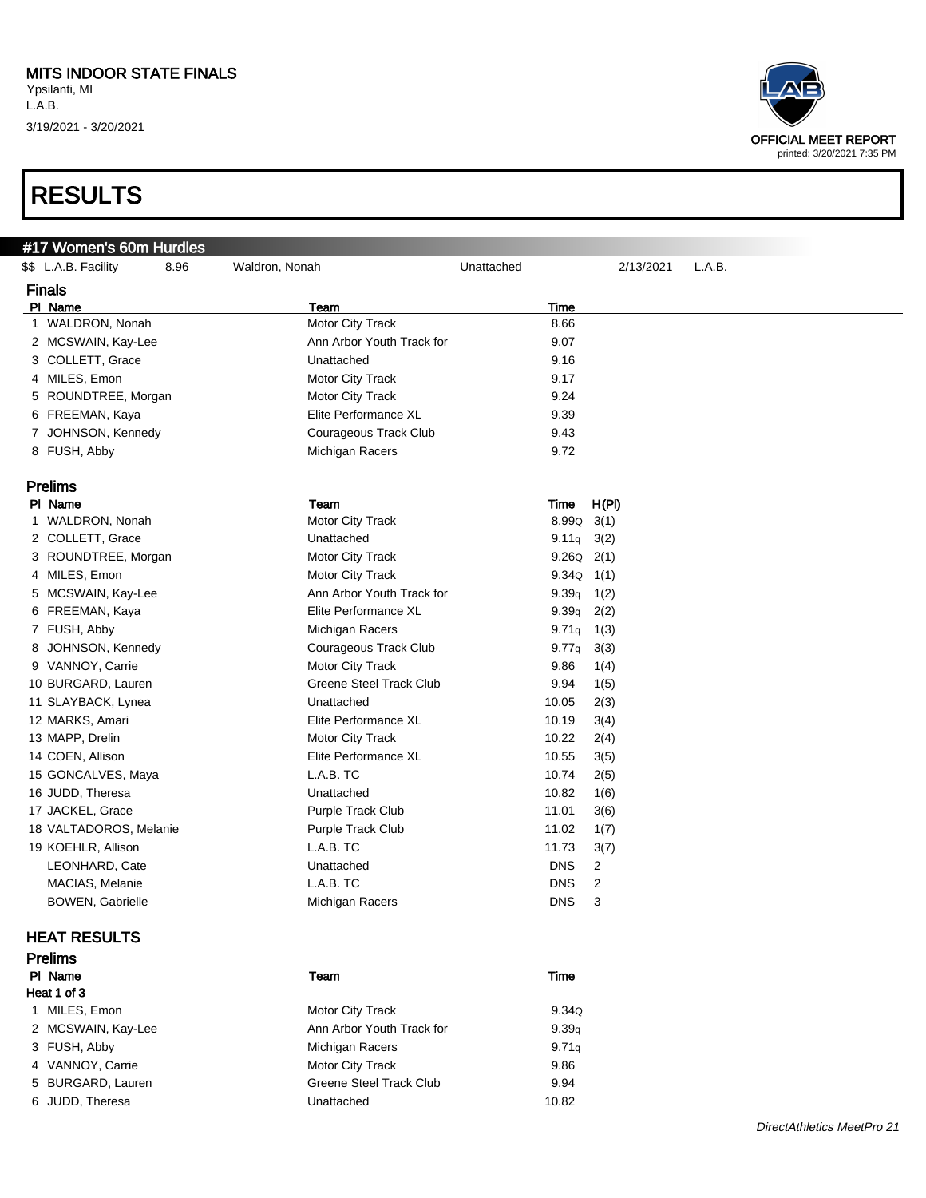MITS INDOOR STATE FINALS
Ypsilanti, MI
L.A.B.
3/19/2021 - 3/20/2021

OFFICIAL MEET REPORT
printed: 3/20/2021 7:35 PM

# RESULTS

## #17 Women's 60m Hurdles

$$ L.A.B. Facility 8.96 Waldron, Nonah Unattached 2/13/2021 L.A.B.

### Finals

| Pl | Name | Team | Time |
|---|---|---|---|
| 1 | WALDRON, Nonah | Motor City Track | 8.66 |
| 2 | MCSWAIN, Kay-Lee | Ann Arbor Youth Track for | 9.07 |
| 3 | COLLETT, Grace | Unattached | 9.16 |
| 4 | MILES, Emon | Motor City Track | 9.17 |
| 5 | ROUNDTREE, Morgan | Motor City Track | 9.24 |
| 6 | FREEMAN, Kaya | Elite Performance XL | 9.39 |
| 7 | JOHNSON, Kennedy | Courageous Track Club | 9.43 |
| 8 | FUSH, Abby | Michigan Racers | 9.72 |

### Prelims

| Pl | Name | Team | Time | H(Pl) |
|---|---|---|---|---|
| 1 | WALDRON, Nonah | Motor City Track | 8.99Q | 3(1) |
| 2 | COLLETT, Grace | Unattached | 9.11q | 3(2) |
| 3 | ROUNDTREE, Morgan | Motor City Track | 9.26Q | 2(1) |
| 4 | MILES, Emon | Motor City Track | 9.34Q | 1(1) |
| 5 | MCSWAIN, Kay-Lee | Ann Arbor Youth Track for | 9.39q | 1(2) |
| 6 | FREEMAN, Kaya | Elite Performance XL | 9.39q | 2(2) |
| 7 | FUSH, Abby | Michigan Racers | 9.71q | 1(3) |
| 8 | JOHNSON, Kennedy | Courageous Track Club | 9.77q | 3(3) |
| 9 | VANNOY, Carrie | Motor City Track | 9.86 | 1(4) |
| 10 | BURGARD, Lauren | Greene Steel Track Club | 9.94 | 1(5) |
| 11 | SLAYBACK, Lynea | Unattached | 10.05 | 2(3) |
| 12 | MARKS, Amari | Elite Performance XL | 10.19 | 3(4) |
| 13 | MAPP, Drelin | Motor City Track | 10.22 | 2(4) |
| 14 | COEN, Allison | Elite Performance XL | 10.55 | 3(5) |
| 15 | GONCALVES, Maya | L.A.B. TC | 10.74 | 2(5) |
| 16 | JUDD, Theresa | Unattached | 10.82 | 1(6) |
| 17 | JACKEL, Grace | Purple Track Club | 11.01 | 3(6) |
| 18 | VALTADOROS, Melanie | Purple Track Club | 11.02 | 1(7) |
| 19 | KOEHLR, Allison | L.A.B. TC | 11.73 | 3(7) |
| | LEONHARD, Cate | Unattached | DNS | 2 |
| | MACIAS, Melanie | L.A.B. TC | DNS | 2 |
| | BOWEN, Gabrielle | Michigan Racers | DNS | 3 |

## HEAT RESULTS

### Prelims

**Heat 1 of 3**

| Pl | Name | Team | Time |
|---|---|---|---|
| 1 | MILES, Emon | Motor City Track | 9.34Q |
| 2 | MCSWAIN, Kay-Lee | Ann Arbor Youth Track for | 9.39q |
| 3 | FUSH, Abby | Michigan Racers | 9.71q |
| 4 | VANNOY, Carrie | Motor City Track | 9.86 |
| 5 | BURGARD, Lauren | Greene Steel Track Club | 9.94 |
| 6 | JUDD, Theresa | Unattached | 10.82 |

*DirectAthletics MeetPro 21*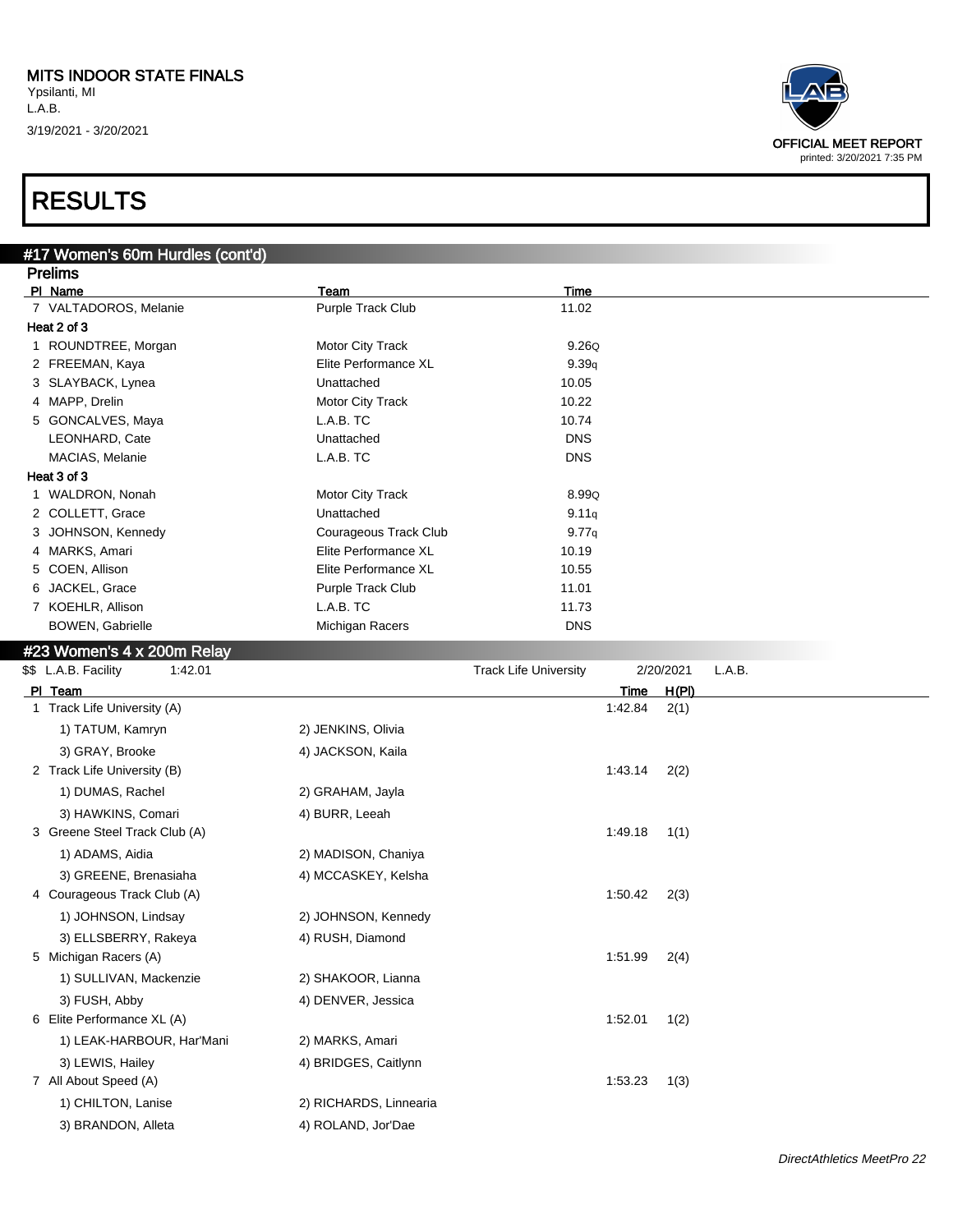MITS INDOOR STATE FINALS
Ypsilanti, MI
L.A.B.
3/19/2021 - 3/20/2021

OFFICIAL MEET REPORT
printed: 3/20/2021 7:35 PM

# RESULTS

## #17 Women's 60m Hurdles (cont'd)

### Prelims

| Pl | Name | Team | Time |
|---|---|---|---|
| 7 | VALTADOROS, Melanie | Purple Track Club | 11.02 |
| **Heat 2 of 3** | | | |
| 1 | ROUNDTREE, Morgan | Motor City Track | 9.26Q |
| 2 | FREEMAN, Kaya | Elite Performance XL | 9.39q |
| 3 | SLAYBACK, Lynea | Unattached | 10.05 |
| 4 | MAPP, Drelin | Motor City Track | 10.22 |
| 5 | GONCALVES, Maya | L.A.B. TC | 10.74 |
| | LEONHARD, Cate | Unattached | DNS |
| | MACIAS, Melanie | L.A.B. TC | DNS |
| **Heat 3 of 3** | | | |
| 1 | WALDRON, Nonah | Motor City Track | 8.99Q |
| 2 | COLLETT, Grace | Unattached | 9.11q |
| 3 | JOHNSON, Kennedy | Courageous Track Club | 9.77q |
| 4 | MARKS, Amari | Elite Performance XL | 10.19 |
| 5 | COEN, Allison | Elite Performance XL | 10.55 |
| 6 | JACKEL, Grace | Purple Track Club | 11.01 |
| 7 | KOEHLR, Allison | L.A.B. TC | 11.73 |
| | BOWEN, Gabrielle | Michigan Racers | DNS |

## #23 Women's 4 x 200m Relay

$$ L.A.B. Facility 1:42.01 Track Life University 2/20/2021 L.A.B.

| Pl | Team | | Time | H(Pl) |
|---|---|---|---|---|
| 1 | Track Life University (A) | | 1:42.84 | 2(1) |
| | 1) TATUM, Kamryn | 2) JENKINS, Olivia | | |
| | 3) GRAY, Brooke | 4) JACKSON, Kaila | | |
| 2 | Track Life University (B) | | 1:43.14 | 2(2) |
| | 1) DUMAS, Rachel | 2) GRAHAM, Jayla | | |
| | 3) HAWKINS, Comari | 4) BURR, Leeah | | |
| 3 | Greene Steel Track Club (A) | | 1:49.18 | 1(1) |
| | 1) ADAMS, Aidia | 2) MADISON, Chaniya | | |
| | 3) GREENE, Brenasiaha | 4) MCCASKEY, Kelsha | | |
| 4 | Courageous Track Club (A) | | 1:50.42 | 2(3) |
| | 1) JOHNSON, Lindsay | 2) JOHNSON, Kennedy | | |
| | 3) ELLSBERRY, Rakeya | 4) RUSH, Diamond | | |
| 5 | Michigan Racers (A) | | 1:51.99 | 2(4) |
| | 1) SULLIVAN, Mackenzie | 2) SHAKOOR, Lianna | | |
| | 3) FUSH, Abby | 4) DENVER, Jessica | | |
| 6 | Elite Performance XL (A) | | 1:52.01 | 1(2) |
| | 1) LEAK-HARBOUR, Har'Mani | 2) MARKS, Amari | | |
| | 3) LEWIS, Hailey | 4) BRIDGES, Caitlynn | | |
| 7 | All About Speed (A) | | 1:53.23 | 1(3) |
| | 1) CHILTON, Lanise | 2) RICHARDS, Linnearia | | |
| | 3) BRANDON, Alleta | 4) ROLAND, Jor'Dae | | |

*DirectAthletics MeetPro 22*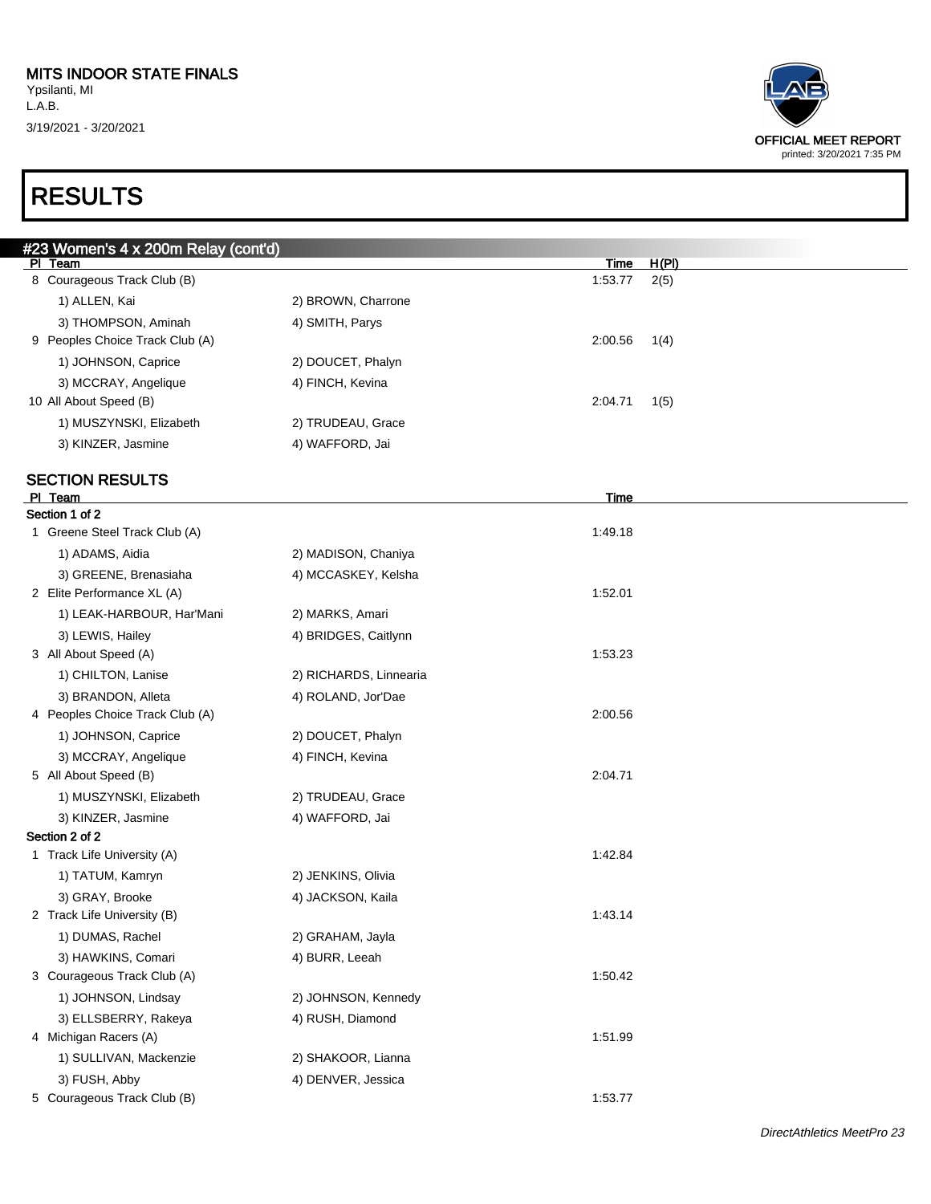MITS INDOOR STATE FINALS
Ypsilanti, MI
L.A.B.
3/19/2021 - 3/20/2021

OFFICIAL MEET REPORT
printed: 3/20/2021 7:35 PM

# RESULTS

## #23 Women's 4 x 200m Relay (cont'd)

| Pl | Team | | Time | H(Pl) |
|---|---|---|---|---|
| 8 | Courageous Track Club (B) | | 1:53.77 | 2(5) |
| | 1) ALLEN, Kai | 2) BROWN, Charrone | | |
| | 3) THOMPSON, Aminah | 4) SMITH, Parys | | |
| 9 | Peoples Choice Track Club (A) | | 2:00.56 | 1(4) |
| | 1) JOHNSON, Caprice | 2) DOUCET, Phalyn | | |
| | 3) MCCRAY, Angelique | 4) FINCH, Kevina | | |
| 10 | All About Speed (B) | | 2:04.71 | 1(5) |
| | 1) MUSZYNSKI, Elizabeth | 2) TRUDEAU, Grace | | |
| | 3) KINZER, Jasmine | 4) WAFFORD, Jai | | |

### SECTION RESULTS

| Pl | Team | | Time |
|---|---|---|---|
| **Section 1 of 2** | | | |
| 1 | Greene Steel Track Club (A) | | 1:49.18 |
| | 1) ADAMS, Aidia | 2) MADISON, Chaniya | |
| | 3) GREENE, Brenasiaha | 4) MCCASKEY, Kelsha | |
| 2 | Elite Performance XL (A) | | 1:52.01 |
| | 1) LEAK-HARBOUR, Har'Mani | 2) MARKS, Amari | |
| | 3) LEWIS, Hailey | 4) BRIDGES, Caitlynn | |
| 3 | All About Speed (A) | | 1:53.23 |
| | 1) CHILTON, Lanise | 2) RICHARDS, Linnearia | |
| | 3) BRANDON, Alleta | 4) ROLAND, Jor'Dae | |
| 4 | Peoples Choice Track Club (A) | | 2:00.56 |
| | 1) JOHNSON, Caprice | 2) DOUCET, Phalyn | |
| | 3) MCCRAY, Angelique | 4) FINCH, Kevina | |
| 5 | All About Speed (B) | | 2:04.71 |
| | 1) MUSZYNSKI, Elizabeth | 2) TRUDEAU, Grace | |
| | 3) KINZER, Jasmine | 4) WAFFORD, Jai | |
| **Section 2 of 2** | | | |
| 1 | Track Life University (A) | | 1:42.84 |
| | 1) TATUM, Kamryn | 2) JENKINS, Olivia | |
| | 3) GRAY, Brooke | 4) JACKSON, Kaila | |
| 2 | Track Life University (B) | | 1:43.14 |
| | 1) DUMAS, Rachel | 2) GRAHAM, Jayla | |
| | 3) HAWKINS, Comari | 4) BURR, Leeah | |
| 3 | Courageous Track Club (A) | | 1:50.42 |
| | 1) JOHNSON, Lindsay | 2) JOHNSON, Kennedy | |
| | 3) ELLSBERRY, Rakeya | 4) RUSH, Diamond | |
| 4 | Michigan Racers (A) | | 1:51.99 |
| | 1) SULLIVAN, Mackenzie | 2) SHAKOOR, Lianna | |
| | 3) FUSH, Abby | 4) DENVER, Jessica | |
| 5 | Courageous Track Club (B) | | 1:53.77 |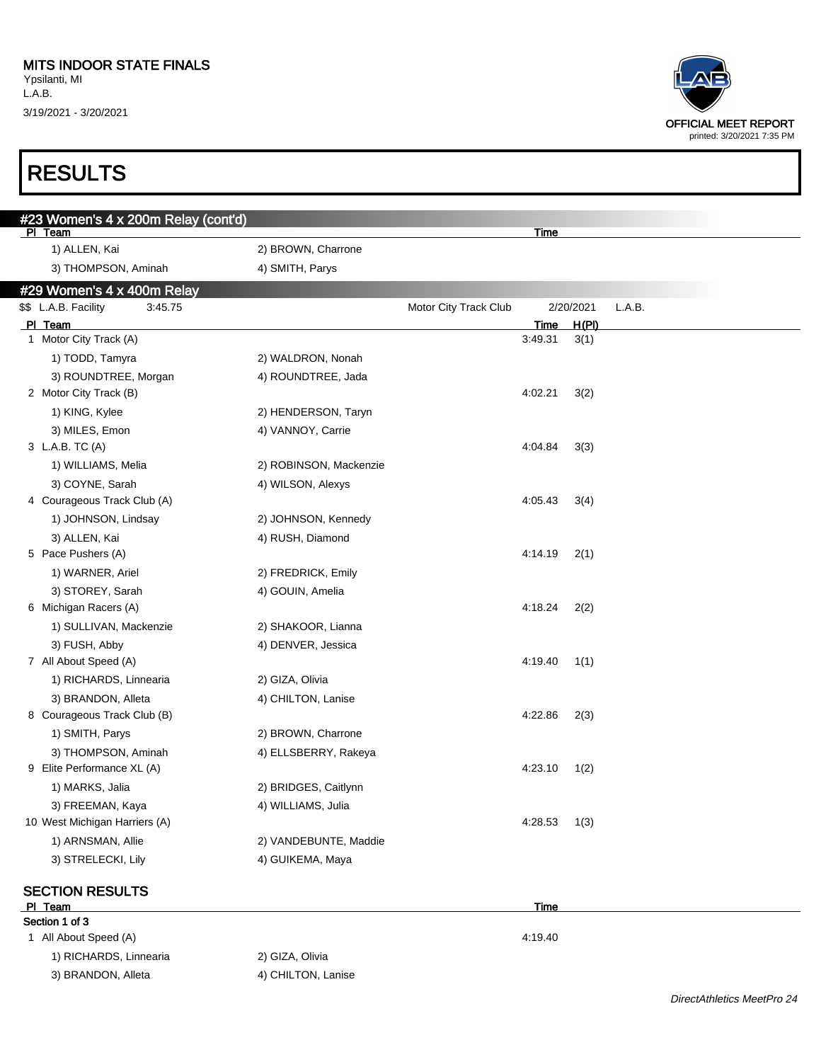MITS INDOOR STATE FINALS
Ypsilanti, MI
L.A.B.
3/19/2021 - 3/20/2021

OFFICIAL MEET REPORT
printed: 3/20/2021 7:35 PM

# RESULTS

## #23 Women's 4 x 200m Relay (cont'd)

| Pl | Team | | Time |
|---|---|---|---|
| | 1) ALLEN, Kai | 2) BROWN, Charrone | |
| | 3) THOMPSON, Aminah | 4) SMITH, Parys | |

## #29 Women's 4 x 400m Relay

$$ L.A.B. Facility 3:45.75 — Motor City Track Club — 2/20/2021 — L.A.B.

| Pl | Team | | Time | H(Pl) |
|---|---|---|---|---|
| 1 | Motor City Track (A) | | 3:49.31 | 3(1) |
| | 1) TODD, Tamyra | 2) WALDRON, Nonah | | |
| | 3) ROUNDTREE, Morgan | 4) ROUNDTREE, Jada | | |
| 2 | Motor City Track (B) | | 4:02.21 | 3(2) |
| | 1) KING, Kylee | 2) HENDERSON, Taryn | | |
| | 3) MILES, Emon | 4) VANNOY, Carrie | | |
| 3 | L.A.B. TC (A) | | 4:04.84 | 3(3) |
| | 1) WILLIAMS, Melia | 2) ROBINSON, Mackenzie | | |
| | 3) COYNE, Sarah | 4) WILSON, Alexys | | |
| 4 | Courageous Track Club (A) | | 4:05.43 | 3(4) |
| | 1) JOHNSON, Lindsay | 2) JOHNSON, Kennedy | | |
| | 3) ALLEN, Kai | 4) RUSH, Diamond | | |
| 5 | Pace Pushers (A) | | 4:14.19 | 2(1) |
| | 1) WARNER, Ariel | 2) FREDRICK, Emily | | |
| | 3) STOREY, Sarah | 4) GOUIN, Amelia | | |
| 6 | Michigan Racers (A) | | 4:18.24 | 2(2) |
| | 1) SULLIVAN, Mackenzie | 2) SHAKOOR, Lianna | | |
| | 3) FUSH, Abby | 4) DENVER, Jessica | | |
| 7 | All About Speed (A) | | 4:19.40 | 1(1) |
| | 1) RICHARDS, Linnearia | 2) GIZA, Olivia | | |
| | 3) BRANDON, Alleta | 4) CHILTON, Lanise | | |
| 8 | Courageous Track Club (B) | | 4:22.86 | 2(3) |
| | 1) SMITH, Parys | 2) BROWN, Charrone | | |
| | 3) THOMPSON, Aminah | 4) ELLSBERRY, Rakeya | | |
| 9 | Elite Performance XL (A) | | 4:23.10 | 1(2) |
| | 1) MARKS, Jalia | 2) BRIDGES, Caitlynn | | |
| | 3) FREEMAN, Kaya | 4) WILLIAMS, Julia | | |
| 10 | West Michigan Harriers (A) | | 4:28.53 | 1(3) |
| | 1) ARNSMAN, Allie | 2) VANDEBUNTE, Maddie | | |
| | 3) STRELECKI, Lily | 4) GUIKEMA, Maya | | |

### SECTION RESULTS

| Pl | Team | | Time |
|---|---|---|---|
| **Section 1 of 3** | | | |
| 1 | All About Speed (A) | | 4:19.40 |
| | 1) RICHARDS, Linnearia | 2) GIZA, Olivia | |
| | 3) BRANDON, Alleta | 4) CHILTON, Lanise | |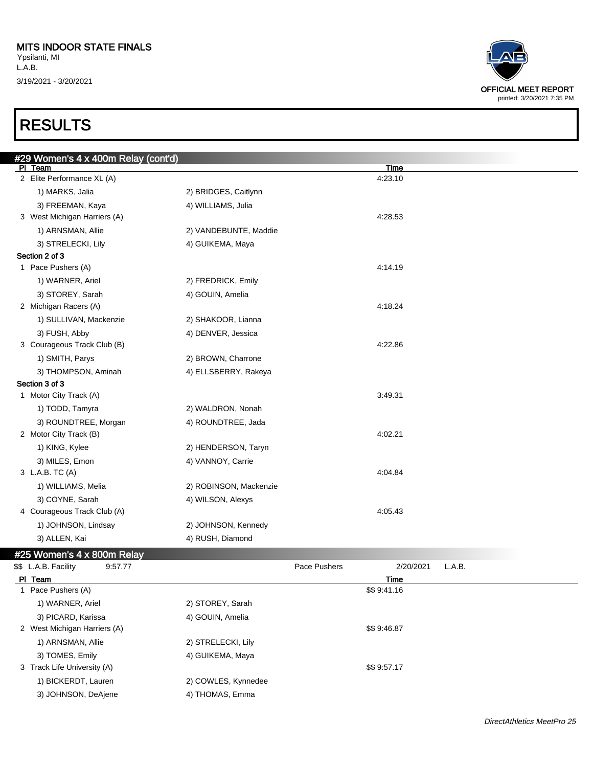# RESULTS

## #29 Women's 4 x 400m Relay (cont'd)

| Pl | Team | | Time |
|---|---|---|---|
| 2 | Elite Performance XL (A) | | 4:23.10 |
| | 1) MARKS, Jalia | 2) BRIDGES, Caitlynn | |
| | 3) FREEMAN, Kaya | 4) WILLIAMS, Julia | |
| 3 | West Michigan Harriers (A) | | 4:28.53 |
| | 1) ARNSMAN, Allie | 2) VANDEBUNTE, Maddie | |
| | 3) STRELECKI, Lily | 4) GUIKEMA, Maya | |

**Section 2 of 3**

| Pl | Team | | Time |
|---|---|---|---|
| 1 | Pace Pushers (A) | | 4:14.19 |
| | 1) WARNER, Ariel | 2) FREDRICK, Emily | |
| | 3) STOREY, Sarah | 4) GOUIN, Amelia | |
| 2 | Michigan Racers (A) | | 4:18.24 |
| | 1) SULLIVAN, Mackenzie | 2) SHAKOOR, Lianna | |
| | 3) FUSH, Abby | 4) DENVER, Jessica | |
| 3 | Courageous Track Club (B) | | 4:22.86 |
| | 1) SMITH, Parys | 2) BROWN, Charrone | |
| | 3) THOMPSON, Aminah | 4) ELLSBERRY, Rakeya | |

**Section 3 of 3**

| Pl | Team | | Time |
|---|---|---|---|
| 1 | Motor City Track (A) | | 3:49.31 |
| | 1) TODD, Tamyra | 2) WALDRON, Nonah | |
| | 3) ROUNDTREE, Morgan | 4) ROUNDTREE, Jada | |
| 2 | Motor City Track (B) | | 4:02.21 |
| | 1) KING, Kylee | 2) HENDERSON, Taryn | |
| | 3) MILES, Emon | 4) VANNOY, Carrie | |
| 3 | L.A.B. TC (A) | | 4:04.84 |
| | 1) WILLIAMS, Melia | 2) ROBINSON, Mackenzie | |
| | 3) COYNE, Sarah | 4) WILSON, Alexys | |
| 4 | Courageous Track Club (A) | | 4:05.43 |
| | 1) JOHNSON, Lindsay | 2) JOHNSON, Kennedy | |
| | 3) ALLEN, Kai | 4) RUSH, Diamond | |

## #25 Women's 4 x 800m Relay

$$ L.A.B. Facility 9:57.77 — Pace Pushers — 2/20/2021 — L.A.B.

| Pl | Team | | Time |
|---|---|---|---|
| 1 | Pace Pushers (A) | | $$ 9:41.16 |
| | 1) WARNER, Ariel | 2) STOREY, Sarah | |
| | 3) PICARD, Karissa | 4) GOUIN, Amelia | |
| 2 | West Michigan Harriers (A) | | $$ 9:46.87 |
| | 1) ARNSMAN, Allie | 2) STRELECKI, Lily | |
| | 3) TOMES, Emily | 4) GUIKEMA, Maya | |
| 3 | Track Life University (A) | | $$ 9:57.17 |
| | 1) BICKERDT, Lauren | 2) COWLES, Kynnedee | |
| | 3) JOHNSON, DeAjene | 4) THOMAS, Emma | |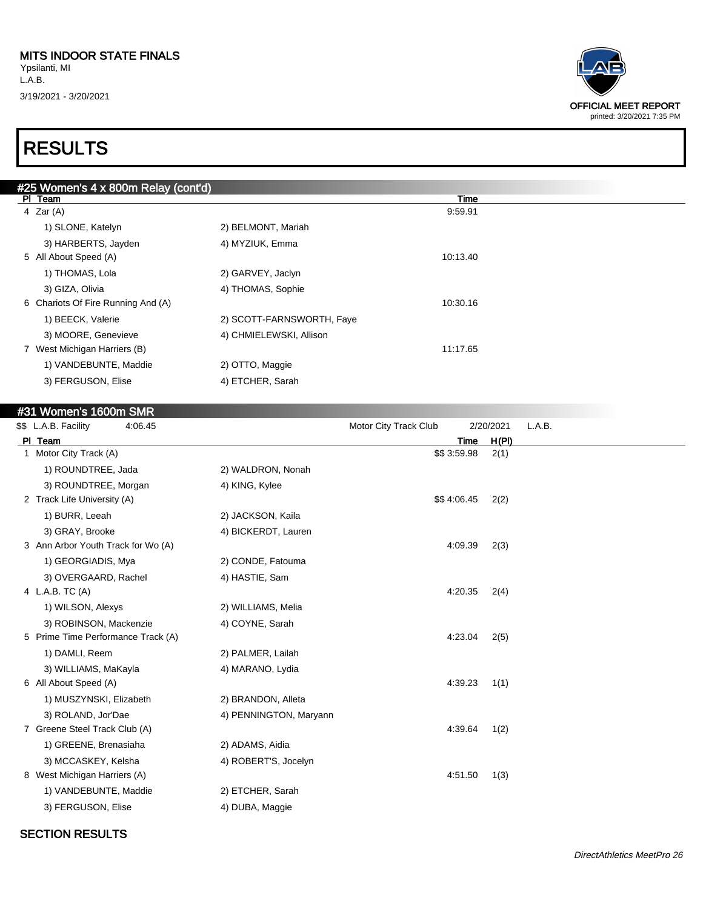# RESULTS

## #25 Women's 4 x 800m Relay (cont'd)

| Pl | Team | | Time |
|---|---|---|---|
| 4 | Zar (A) | | 9:59.91 |
| | 1) SLONE, Katelyn | 2) BELMONT, Mariah | |
| | 3) HARBERTS, Jayden | 4) MYZIUK, Emma | |
| 5 | All About Speed (A) | | 10:13.40 |
| | 1) THOMAS, Lola | 2) GARVEY, Jaclyn | |
| | 3) GIZA, Olivia | 4) THOMAS, Sophie | |
| 6 | Chariots Of Fire Running And (A) | | 10:30.16 |
| | 1) BEECK, Valerie | 2) SCOTT-FARNSWORTH, Faye | |
| | 3) MOORE, Genevieve | 4) CHMIELEWSKI, Allison | |
| 7 | West Michigan Harriers (B) | | 11:17.65 |
| | 1) VANDEBUNTE, Maddie | 2) OTTO, Maggie | |
| | 3) FERGUSON, Elise | 4) ETCHER, Sarah | |

## #31 Women's 1600m SMR

$$ L.A.B. Facility 4:06.45 Motor City Track Club 2/20/2021 L.A.B.

| Pl | Team | | Time | H(Pl) |
|---|---|---|---|---|
| 1 | Motor City Track (A) | | $$ 3:59.98 | 2(1) |
| | 1) ROUNDTREE, Jada | 2) WALDRON, Nonah | | |
| | 3) ROUNDTREE, Morgan | 4) KING, Kylee | | |
| 2 | Track Life University (A) | | $$ 4:06.45 | 2(2) |
| | 1) BURR, Leeah | 2) JACKSON, Kaila | | |
| | 3) GRAY, Brooke | 4) BICKERDT, Lauren | | |
| 3 | Ann Arbor Youth Track for Wo (A) | | 4:09.39 | 2(3) |
| | 1) GEORGIADIS, Mya | 2) CONDE, Fatouma | | |
| | 3) OVERGAARD, Rachel | 4) HASTIE, Sam | | |
| 4 | L.A.B. TC (A) | | 4:20.35 | 2(4) |
| | 1) WILSON, Alexys | 2) WILLIAMS, Melia | | |
| | 3) ROBINSON, Mackenzie | 4) COYNE, Sarah | | |
| 5 | Prime Time Performance Track (A) | | 4:23.04 | 2(5) |
| | 1) DAMLI, Reem | 2) PALMER, Lailah | | |
| | 3) WILLIAMS, MaKayla | 4) MARANO, Lydia | | |
| 6 | All About Speed (A) | | 4:39.23 | 1(1) |
| | 1) MUSZYNSKI, Elizabeth | 2) BRANDON, Alleta | | |
| | 3) ROLAND, Jor'Dae | 4) PENNINGTON, Maryann | | |
| 7 | Greene Steel Track Club (A) | | 4:39.64 | 1(2) |
| | 1) GREENE, Brenasiaha | 2) ADAMS, Aidia | | |
| | 3) MCCASKEY, Kelsha | 4) ROBERT'S, Jocelyn | | |
| 8 | West Michigan Harriers (A) | | 4:51.50 | 1(3) |
| | 1) VANDEBUNTE, Maddie | 2) ETCHER, Sarah | | |
| | 3) FERGUSON, Elise | 4) DUBA, Maggie | | |

### SECTION RESULTS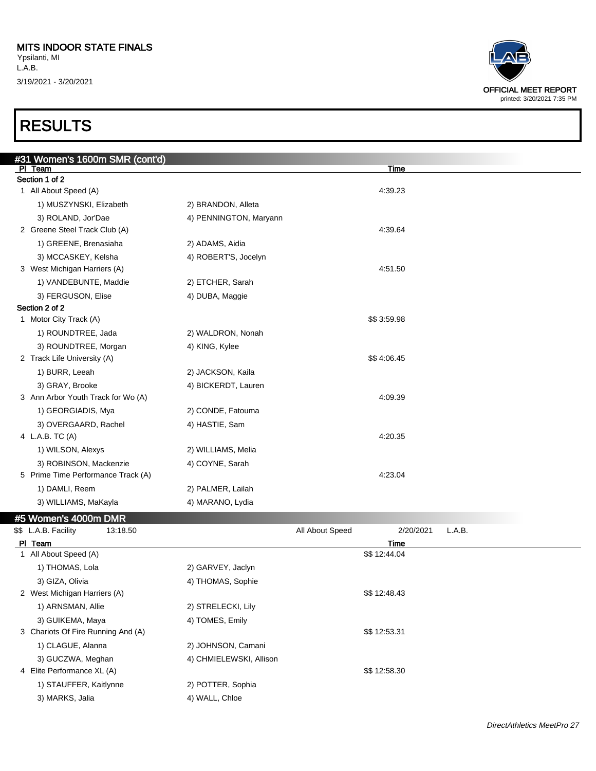**MITS INDOOR STATE FINALS**
Ypsilanti, MI
L.A.B.
3/19/2021 - 3/20/2021

OFFICIAL MEET REPORT
printed: 3/20/2021 7:35 PM

# RESULTS

## #31 Women's 1600m SMR (cont'd)

| Pl | Team | | Time |
|---|---|---|---|
| **Section 1 of 2** | | | |
| 1 | All About Speed (A) | | 4:39.23 |
| | 1) MUSZYNSKI, Elizabeth | 2) BRANDON, Alleta | |
| | 3) ROLAND, Jor'Dae | 4) PENNINGTON, Maryann | |
| 2 | Greene Steel Track Club (A) | | 4:39.64 |
| | 1) GREENE, Brenasiaha | 2) ADAMS, Aidia | |
| | 3) MCCASKEY, Kelsha | 4) ROBERT'S, Jocelyn | |
| 3 | West Michigan Harriers (A) | | 4:51.50 |
| | 1) VANDEBUNTE, Maddie | 2) ETCHER, Sarah | |
| | 3) FERGUSON, Elise | 4) DUBA, Maggie | |
| **Section 2 of 2** | | | |
| 1 | Motor City Track (A) | | $$ 3:59.98 |
| | 1) ROUNDTREE, Jada | 2) WALDRON, Nonah | |
| | 3) ROUNDTREE, Morgan | 4) KING, Kylee | |
| 2 | Track Life University (A) | | $$ 4:06.45 |
| | 1) BURR, Leeah | 2) JACKSON, Kaila | |
| | 3) GRAY, Brooke | 4) BICKERDT, Lauren | |
| 3 | Ann Arbor Youth Track for Wo (A) | | 4:09.39 |
| | 1) GEORGIADIS, Mya | 2) CONDE, Fatouma | |
| | 3) OVERGAARD, Rachel | 4) HASTIE, Sam | |
| 4 | L.A.B. TC (A) | | 4:20.35 |
| | 1) WILSON, Alexys | 2) WILLIAMS, Melia | |
| | 3) ROBINSON, Mackenzie | 4) COYNE, Sarah | |
| 5 | Prime Time Performance Track (A) | | 4:23.04 |
| | 1) DAMLI, Reem | 2) PALMER, Lailah | |
| | 3) WILLIAMS, MaKayla | 4) MARANO, Lydia | |

## #5 Women's 4000m DMR

$$ L.A.B. Facility 13:18.50 All About Speed 2/20/2021 L.A.B.

| Pl | Team | | Time |
|---|---|---|---|
| 1 | All About Speed (A) | | $$ 12:44.04 |
| | 1) THOMAS, Lola | 2) GARVEY, Jaclyn | |
| | 3) GIZA, Olivia | 4) THOMAS, Sophie | |
| 2 | West Michigan Harriers (A) | | $$ 12:48.43 |
| | 1) ARNSMAN, Allie | 2) STRELECKI, Lily | |
| | 3) GUIKEMA, Maya | 4) TOMES, Emily | |
| 3 | Chariots Of Fire Running And (A) | | $$ 12:53.31 |
| | 1) CLAGUE, Alanna | 2) JOHNSON, Camani | |
| | 3) GUCZWA, Meghan | 4) CHMIELEWSKI, Allison | |
| 4 | Elite Performance XL (A) | | $$ 12:58.30 |
| | 1) STAUFFER, Kaitlynne | 2) POTTER, Sophia | |
| | 3) MARKS, Jalia | 4) WALL, Chloe | |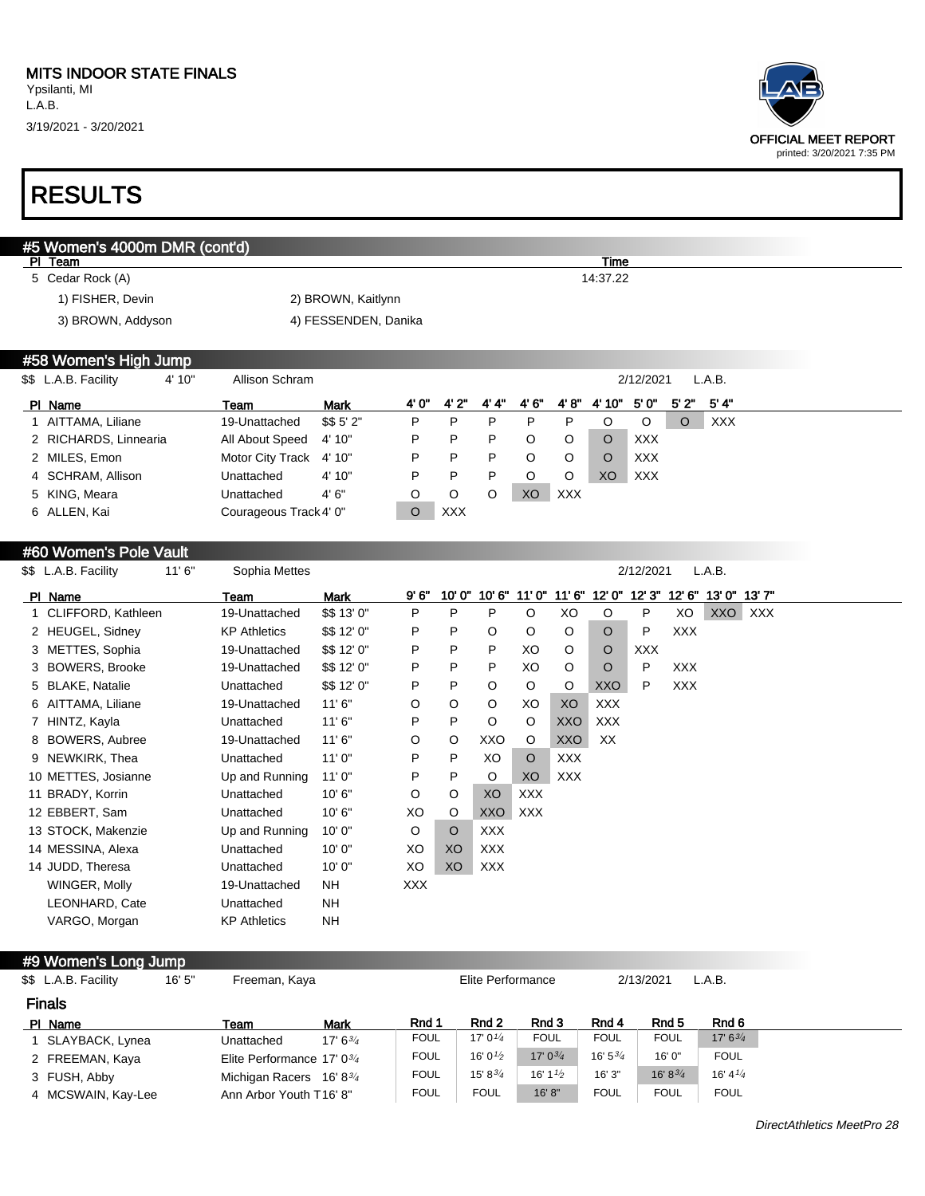MITS INDOOR STATE FINALS
Ypsilanti, MI
L.A.B.
3/19/2021 - 3/20/2021

OFFICIAL MEET REPORT
printed: 3/20/2021 7:35 PM

# RESULTS

## #5 Women's 4000m DMR (cont'd)

| Pl | Team | Time |
|---|---|---|
| 5 | Cedar Rock (A) | 14:37.22 |

1) FISHER, Devin 2) BROWN, Kaitlynn
3) BROWN, Addyson 4) FESSENDEN, Danika

## #58 Women's High Jump

$$ L.A.B. Facility 4' 10" Allison Schram 2/12/2021 L.A.B.

| Pl | Name | Team | Mark | 4' 0" | 4' 2" | 4' 4" | 4' 6" | 4' 8" | 4' 10" | 5' 0" | 5' 2" | 5' 4" |
|---|---|---|---|---|---|---|---|---|---|---|---|---|
| 1 | AITTAMA, Liliane | 19-Unattached | $$ 5' 2" | P | P | P | P | P | O | O | O | XXX |
| 2 | RICHARDS, Linnearia | All About Speed | 4' 10" | P | P | P | O | O | O | XXX | | |
| 2 | MILES, Emon | Motor City Track | 4' 10" | P | P | P | O | O | O | XXX | | |
| 4 | SCHRAM, Allison | Unattached | 4' 10" | P | P | P | O | O | XO | XXX | | |
| 5 | KING, Meara | Unattached | 4' 6" | O | O | O | XO | XXX | | | | |
| 6 | ALLEN, Kai | Courageous Track | 4' 0" | O | XXX | | | | | | | |

## #60 Women's Pole Vault

$$ L.A.B. Facility 11' 6" Sophia Mettes 2/12/2021 L.A.B.

| Pl | Name | Team | Mark | 9' 6" | 10' 0" | 10' 6" | 11' 0" | 11' 6" | 12' 0" | 12' 3" | 12' 6" | 13' 0" | 13' 7" |
|---|---|---|---|---|---|---|---|---|---|---|---|---|---|
| 1 | CLIFFORD, Kathleen | 19-Unattached | $$ 13' 0" | P | P | P | O | XO | O | P | XO | XXO | XXX |
| 2 | HEUGEL, Sidney | KP Athletics | $$ 12' 0" | P | P | O | O | O | O | P | XXX | | |
| 3 | METTES, Sophia | 19-Unattached | $$ 12' 0" | P | P | P | XO | O | O | XXX | | | |
| 3 | BOWERS, Brooke | 19-Unattached | $$ 12' 0" | P | P | P | XO | O | O | P | XXX | | |
| 5 | BLAKE, Natalie | Unattached | $$ 12' 0" | P | P | O | O | O | XXO | P | XXX | | |
| 6 | AITTAMA, Liliane | 19-Unattached | 11' 6" | O | O | O | XO | XO | XXX | | | | |
| 7 | HINTZ, Kayla | Unattached | 11' 6" | P | P | O | O | XXO | XXX | | | | |
| 8 | BOWERS, Aubree | 19-Unattached | 11' 6" | O | O | XXO | O | XXO | XX | | | | |
| 9 | NEWKIRK, Thea | Unattached | 11' 0" | P | P | XO | O | XXX | | | | | |
| 10 | METTES, Josianne | Up and Running | 11' 0" | P | P | O | XO | XXX | | | | | |
| 11 | BRADY, Korrin | Unattached | 10' 6" | O | O | XO | XXX | | | | | | |
| 12 | EBBERT, Sam | Unattached | 10' 6" | XO | O | XXO | XXX | | | | | | |
| 13 | STOCK, Makenzie | Up and Running | 10' 0" | O | O | XXX | | | | | | | |
| 14 | MESSINA, Alexa | Unattached | 10' 0" | XO | XO | XXX | | | | | | | |
| 14 | JUDD, Theresa | Unattached | 10' 0" | XO | XO | XXX | | | | | | | |
| | WINGER, Molly | 19-Unattached | NH | XXX | | | | | | | | | |
| | LEONHARD, Cate | Unattached | NH | | | | | | | | | | |
| | VARGO, Morgan | KP Athletics | NH | | | | | | | | | | |

## #9 Women's Long Jump

$$ L.A.B. Facility 16' 5" Freeman, Kaya Elite Performance 2/13/2021 L.A.B.

### Finals

| Pl | Name | Team | Mark | Rnd 1 | Rnd 2 | Rnd 3 | Rnd 4 | Rnd 5 | Rnd 6 |
|---|---|---|---|---|---|---|---|---|---|
| 1 | SLAYBACK, Lynea | Unattached | 17' 6¾ | FOUL | 17' 0¼ | FOUL | FOUL | FOUL | 17' 6¾ |
| 2 | FREEMAN, Kaya | Elite Performance | 17' 0¾ | FOUL | 16' 0½ | 17' 0¾ | 16' 5¾ | 16' 0" | FOUL |
| 3 | FUSH, Abby | Michigan Racers | 16' 8¾ | FOUL | 15' 8¾ | 16' 1½ | 16' 3" | 16' 8¾ | 16' 4¼ |
| 4 | MCSWAIN, Kay-Lee | Ann Arbor Youth T | 16' 8" | FOUL | FOUL | 16' 8" | FOUL | FOUL | FOUL |

DirectAthletics MeetPro 28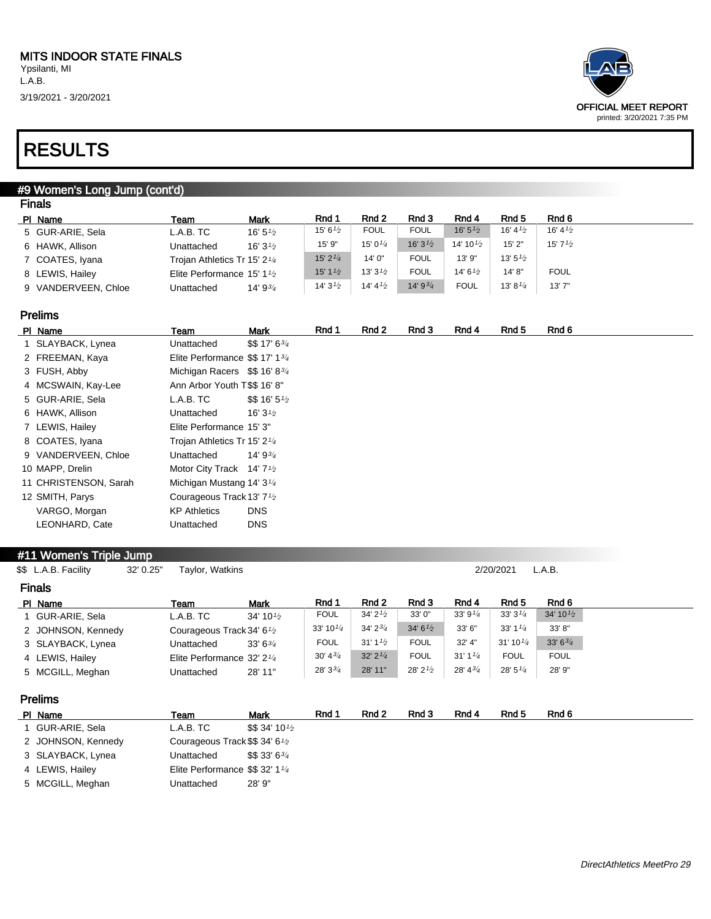MITS INDOOR STATE FINALS
Ypsilanti, MI
L.A.B.
3/19/2021 - 3/20/2021

OFFICIAL MEET REPORT
printed: 3/20/2021 7:35 PM

# RESULTS

## #9 Women's Long Jump (cont'd)

### Finals

| Pl | Name | Team | Mark | Rnd 1 | Rnd 2 | Rnd 3 | Rnd 4 | Rnd 5 | Rnd 6 |
|---|---|---|---|---|---|---|---|---|---|
| 5 | GUR-ARIE, Sela | L.A.B. TC | 16' 5½ | 15' 6½ | FOUL | FOUL | 16' 5½ | 16' 4½ | 16' 4½ |
| 6 | HAWK, Allison | Unattached | 16' 3½ | 15' 9" | 15' 0¼ | 16' 3½ | 14' 10½ | 15' 2" | 15' 7½ |
| 7 | COATES, Iyana | Trojan Athletics Tr | 15' 2¼ | 15' 2¼ | 14' 0" | FOUL | 13' 9" | 13' 5½ | |
| 8 | LEWIS, Hailey | Elite Performance | 15' 1½ | 15' 1½ | 13' 3½ | FOUL | 14' 6½ | 14' 8" | FOUL |
| 9 | VANDERVEEN, Chloe | Unattached | 14' 9¾ | 14' 3½ | 14' 4½ | 14' 9¾ | FOUL | 13' 8¼ | 13' 7" |

### Prelims

| Pl | Name | Team | Mark | Rnd 1 | Rnd 2 | Rnd 3 | Rnd 4 | Rnd 5 | Rnd 6 |
|---|---|---|---|---|---|---|---|---|---|
| 1 | SLAYBACK, Lynea | Unattached | $$ 17' 6¾ | | | | | | |
| 2 | FREEMAN, Kaya | Elite Performance | $$ 17' 1¾ | | | | | | |
| 3 | FUSH, Abby | Michigan Racers | $$ 16' 8¾ | | | | | | |
| 4 | MCSWAIN, Kay-Lee | Ann Arbor Youth T | $$ 16' 8" | | | | | | |
| 5 | GUR-ARIE, Sela | L.A.B. TC | $$ 16' 5½ | | | | | | |
| 6 | HAWK, Allison | Unattached | 16' 3½ | | | | | | |
| 7 | LEWIS, Hailey | Elite Performance | 15' 3" | | | | | | |
| 8 | COATES, Iyana | Trojan Athletics Tr | 15' 2¼ | | | | | | |
| 9 | VANDERVEEN, Chloe | Unattached | 14' 9¾ | | | | | | |
| 10 | MAPP, Drelin | Motor City Track | 14' 7½ | | | | | | |
| 11 | CHRISTENSON, Sarah | Michigan Mustang | 14' 3¼ | | | | | | |
| 12 | SMITH, Parys | Courageous Track | 13' 7½ | | | | | | |
| | VARGO, Morgan | KP Athletics | DNS | | | | | | |
| | LEONHARD, Cate | Unattached | DNS | | | | | | |

## #11 Women's Triple Jump

$$ L.A.B. Facility 32' 0.25" Taylor, Watkins 2/20/2021 L.A.B.

### Finals

| Pl | Name | Team | Mark | Rnd 1 | Rnd 2 | Rnd 3 | Rnd 4 | Rnd 5 | Rnd 6 |
|---|---|---|---|---|---|---|---|---|---|
| 1 | GUR-ARIE, Sela | L.A.B. TC | 34' 10½ | FOUL | 34' 2½ | 33' 0" | 33' 9¼ | 33' 3¼ | 34' 10½ |
| 2 | JOHNSON, Kennedy | Courageous Track | 34' 6½ | 33' 10¼ | 34' 2¾ | 34' 6½ | 33' 6" | 33' 1¼ | 33' 8" |
| 3 | SLAYBACK, Lynea | Unattached | 33' 6¾ | FOUL | 31' 1½ | FOUL | 32' 4" | 31' 10¼ | 33' 6¾ |
| 4 | LEWIS, Hailey | Elite Performance | 32' 2¼ | 30' 4¾ | 32' 2¼ | FOUL | 31' 1¼ | FOUL | FOUL |
| 5 | MCGILL, Meghan | Unattached | 28' 11" | 28' 3¾ | 28' 11" | 28' 2½ | 28' 4¾ | 28' 5¼ | 28' 9" |

### Prelims

| Pl | Name | Team | Mark | Rnd 1 | Rnd 2 | Rnd 3 | Rnd 4 | Rnd 5 | Rnd 6 |
|---|---|---|---|---|---|---|---|---|---|
| 1 | GUR-ARIE, Sela | L.A.B. TC | $$ 34' 10½ | | | | | | |
| 2 | JOHNSON, Kennedy | Courageous Track | $$ 34' 6½ | | | | | | |
| 3 | SLAYBACK, Lynea | Unattached | $$ 33' 6¾ | | | | | | |
| 4 | LEWIS, Hailey | Elite Performance | $$ 32' 1¼ | | | | | | |
| 5 | MCGILL, Meghan | Unattached | 28' 9" | | | | | | |

*DirectAthletics MeetPro 29*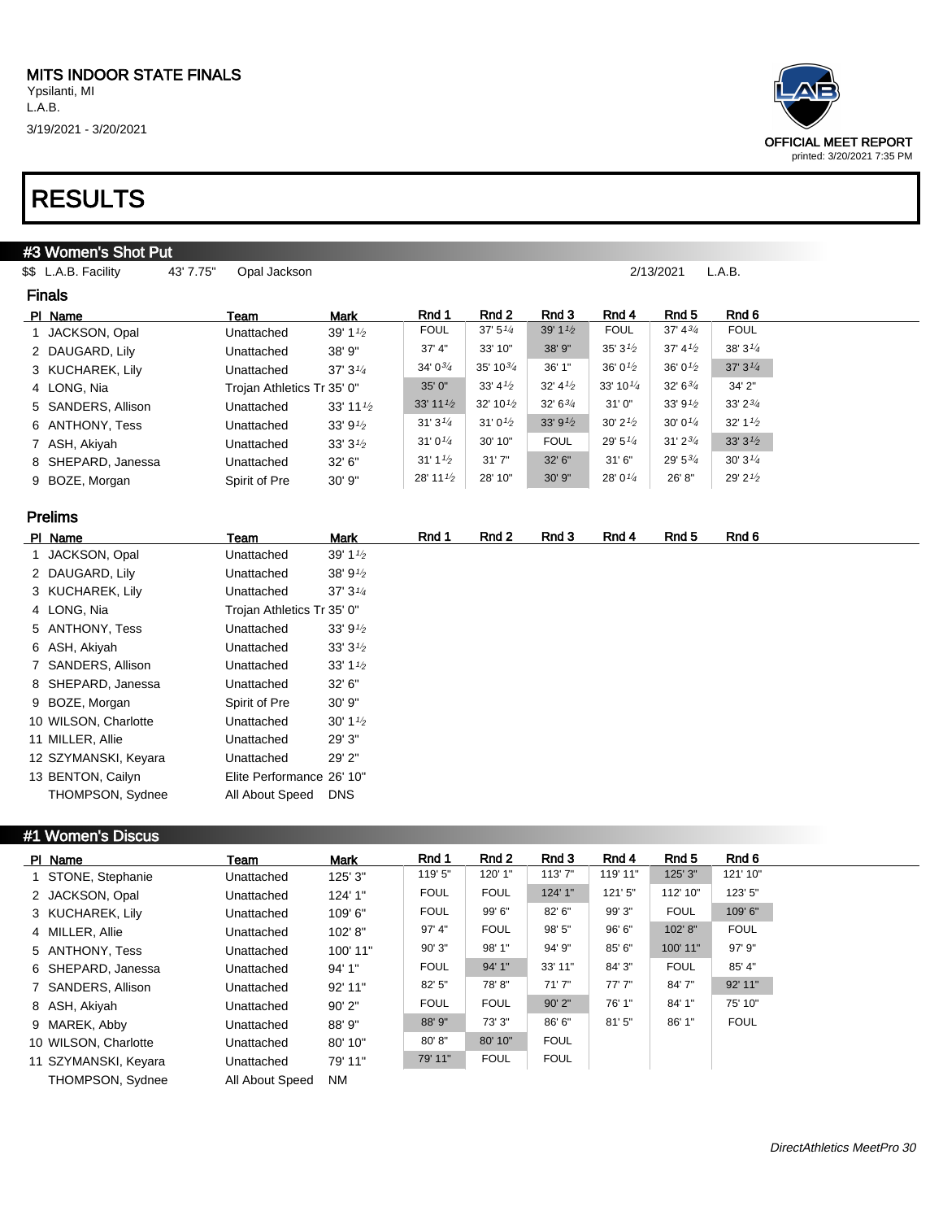MITS INDOOR STATE FINALS
Ypsilanti, MI
L.A.B.
3/19/2021 - 3/20/2021

OFFICIAL MEET REPORT
printed: 3/20/2021 7:35 PM

# RESULTS

## #3 Women's Shot Put

$$ L.A.B. Facility 43' 7.75" Opal Jackson 2/13/2021 L.A.B.

### Finals

| Pl | Name | Team | Mark | Rnd 1 | Rnd 2 | Rnd 3 | Rnd 4 | Rnd 5 | Rnd 6 |
|---|---|---|---|---|---|---|---|---|---|
| 1 | JACKSON, Opal | Unattached | 39' 1½ | FOUL | 37' 5¼ | 39' 1½ | FOUL | 37' 4¾ | FOUL |
| 2 | DAUGARD, Lily | Unattached | 38' 9" | 37' 4" | 33' 10" | 38' 9" | 35' 3½ | 37' 4½ | 38' 3¼ |
| 3 | KUCHAREK, Lily | Unattached | 37' 3¼ | 34' 0¾ | 35' 10¾ | 36' 1" | 36' 0½ | 36' 0½ | 37' 3¼ |
| 4 | LONG, Nia | Trojan Athletics Tr | 35' 0" | 35' 0" | 33' 4½ | 32' 4½ | 33' 10¼ | 32' 6¾ | 34' 2" |
| 5 | SANDERS, Allison | Unattached | 33' 11½ | 33' 11½ | 32' 10½ | 32' 6¾ | 31' 0" | 33' 9½ | 33' 2¾ |
| 6 | ANTHONY, Tess | Unattached | 33' 9½ | 31' 3¼ | 31' 0½ | 33' 9½ | 30' 2½ | 30' 0¼ | 32' 1½ |
| 7 | ASH, Akiyah | Unattached | 33' 3½ | 31' 0¼ | 30' 10" | FOUL | 29' 5¼ | 31' 2¾ | 33' 3½ |
| 8 | SHEPARD, Janessa | Unattached | 32' 6" | 31' 1½ | 31' 7" | 32' 6" | 31' 6" | 29' 5¾ | 30' 3¼ |
| 9 | BOZE, Morgan | Spirit of Pre | 30' 9" | 28' 11½ | 28' 10" | 30' 9" | 28' 0¼ | 26' 8" | 29' 2½ |

### Prelims

| Pl | Name | Team | Mark | Rnd 1 | Rnd 2 | Rnd 3 | Rnd 4 | Rnd 5 | Rnd 6 |
|---|---|---|---|---|---|---|---|---|---|
| 1 | JACKSON, Opal | Unattached | 39' 1½ | | | | | | |
| 2 | DAUGARD, Lily | Unattached | 38' 9½ | | | | | | |
| 3 | KUCHAREK, Lily | Unattached | 37' 3¼ | | | | | | |
| 4 | LONG, Nia | Trojan Athletics Tr | 35' 0" | | | | | | |
| 5 | ANTHONY, Tess | Unattached | 33' 9½ | | | | | | |
| 6 | ASH, Akiyah | Unattached | 33' 3½ | | | | | | |
| 7 | SANDERS, Allison | Unattached | 33' 1½ | | | | | | |
| 8 | SHEPARD, Janessa | Unattached | 32' 6" | | | | | | |
| 9 | BOZE, Morgan | Spirit of Pre | 30' 9" | | | | | | |
| 10 | WILSON, Charlotte | Unattached | 30' 1½ | | | | | | |
| 11 | MILLER, Allie | Unattached | 29' 3" | | | | | | |
| 12 | SZYMANSKI, Keyara | Unattached | 29' 2" | | | | | | |
| 13 | BENTON, Cailyn | Elite Performance | 26' 10" | | | | | | |
| | THOMPSON, Sydnee | All About Speed | DNS | | | | | | |

## #1 Women's Discus

| Pl | Name | Team | Mark | Rnd 1 | Rnd 2 | Rnd 3 | Rnd 4 | Rnd 5 | Rnd 6 |
|---|---|---|---|---|---|---|---|---|---|
| 1 | STONE, Stephanie | Unattached | 125' 3" | 119' 5" | 120' 1" | 113' 7" | 119' 11" | 125' 3" | 121' 10" |
| 2 | JACKSON, Opal | Unattached | 124' 1" | FOUL | FOUL | 124' 1" | 121' 5" | 112' 10" | 123' 5" |
| 3 | KUCHAREK, Lily | Unattached | 109' 6" | FOUL | 99' 6" | 82' 6" | 99' 3" | FOUL | 109' 6" |
| 4 | MILLER, Allie | Unattached | 102' 8" | 97' 4" | FOUL | 98' 5" | 96' 6" | 102' 8" | FOUL |
| 5 | ANTHONY, Tess | Unattached | 100' 11" | 90' 3" | 98' 1" | 94' 9" | 85' 6" | 100' 11" | 97' 9" |
| 6 | SHEPARD, Janessa | Unattached | 94' 1" | FOUL | 94' 1" | 33' 11" | 84' 3" | FOUL | 85' 4" |
| 7 | SANDERS, Allison | Unattached | 92' 11" | 82' 5" | 78' 8" | 71' 7" | 77' 7" | 84' 7" | 92' 11" |
| 8 | ASH, Akiyah | Unattached | 90' 2" | FOUL | FOUL | 90' 2" | 76' 1" | 84' 1" | 75' 10" |
| 9 | MAREK, Abby | Unattached | 88' 9" | 88' 9" | 73' 3" | 86' 6" | 81' 5" | 86' 1" | FOUL |
| 10 | WILSON, Charlotte | Unattached | 80' 10" | 80' 8" | 80' 10" | FOUL | | | |
| 11 | SZYMANSKI, Keyara | Unattached | 79' 11" | 79' 11" | FOUL | FOUL | | | |
| | THOMPSON, Sydnee | All About Speed | NM | | | | | | |

DirectAthletics MeetPro 30